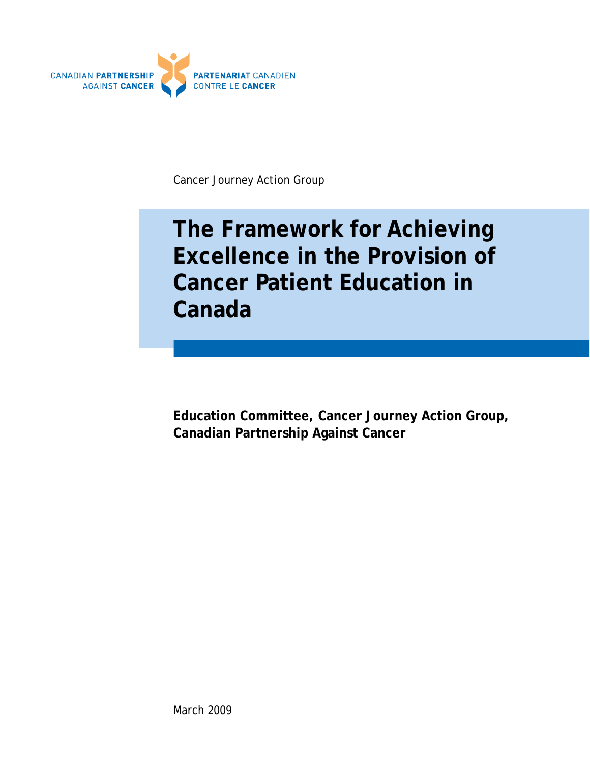CANADIAN PARTNERSHIP AGAINST CANCER | PARTENARIAT CANADIEN CONTRE LE CANCER

Cancer Journey Action Group

# The Framework for Achieving Excellence in the Provision of Cancer Patient Education in Canada

**Education Committee, Cancer Journey Action Group, Canadian Partnership Against Cancer**

March 2009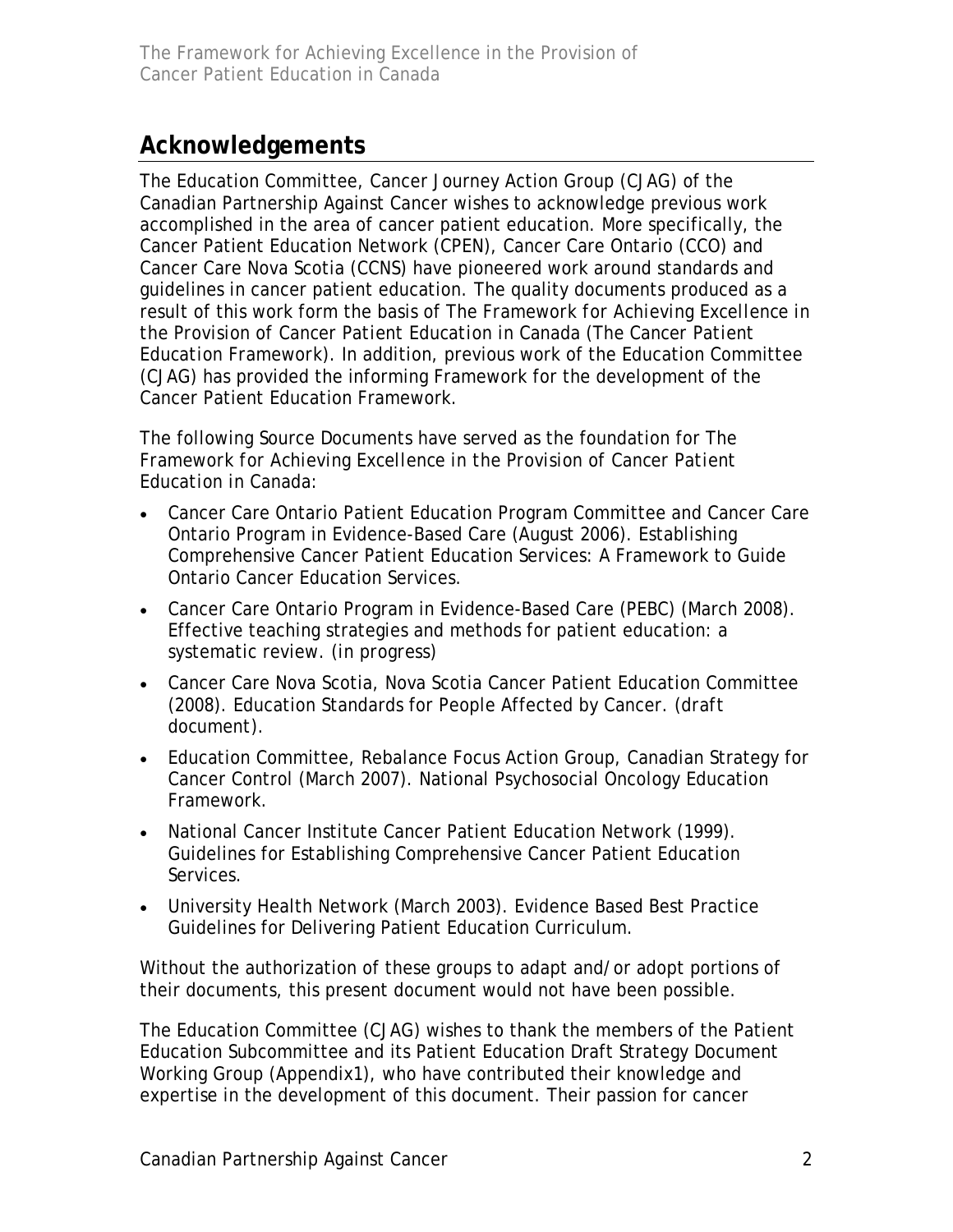## Acknowledgements

The Education Committee, Cancer Journey Action Group (CJAG) of the Canadian Partnership Against Cancer wishes to acknowledge previous work accomplished in the area of cancer patient education. More specifically, the Cancer Patient Education Network (CPEN), Cancer Care Ontario (CCO) and Cancer Care Nova Scotia (CCNS) have pioneered work around standards and guidelines in cancer patient education. The quality documents produced as a result of this work form the basis of *The Framework for Achieving Excellence in the Provision of Cancer Patient Education in Canada* (The Cancer Patient Education Framework). In addition, previous work of the Education Committee (CJAG) has provided the informing Framework for the development of the Cancer Patient Education Framework.

The following Source Documents have served as the foundation for *The Framework for Achieving Excellence in the Provision of Cancer Patient Education in Canada*:

- Cancer Care Ontario Patient Education Program Committee and Cancer Care Ontario Program in Evidence-Based Care (August 2006). Establishing Comprehensive Cancer Patient Education Services: A Framework to Guide Ontario Cancer Education Services.
- Cancer Care Ontario Program in Evidence-Based Care (PEBC) (March 2008). Effective teaching strategies and methods for patient education: a systematic review. (in progress)
- Cancer Care Nova Scotia, Nova Scotia Cancer Patient Education Committee (2008). Education Standards for People Affected by Cancer. (draft document).
- Education Committee, Rebalance Focus Action Group, Canadian Strategy for Cancer Control (March 2007). National Psychosocial Oncology Education Framework.
- National Cancer Institute Cancer Patient Education Network (1999). Guidelines for Establishing Comprehensive Cancer Patient Education Services.
- University Health Network (March 2003). Evidence Based Best Practice Guidelines for Delivering Patient Education Curriculum.

Without the authorization of these groups to adapt and/or adopt portions of their documents, this present document would not have been possible.

The Education Committee (CJAG) wishes to thank the members of the Patient Education Subcommittee and its Patient Education Draft Strategy Document Working Group (Appendix1), who have contributed their knowledge and expertise in the development of this document. Their passion for cancer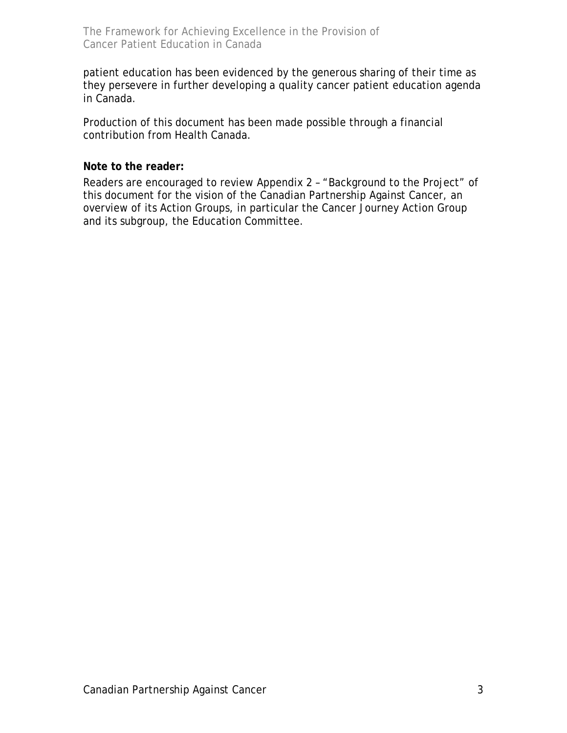patient education has been evidenced by the generous sharing of their time as they persevere in further developing a quality cancer patient education agenda in Canada.

Production of this document has been made possible through a financial contribution from Health Canada.

**Note to the reader:**

Readers are encouraged to review Appendix 2 – "Background to the Project" of this document for the vision of the Canadian Partnership Against Cancer, an overview of its Action Groups, in particular the Cancer Journey Action Group and its subgroup, the Education Committee.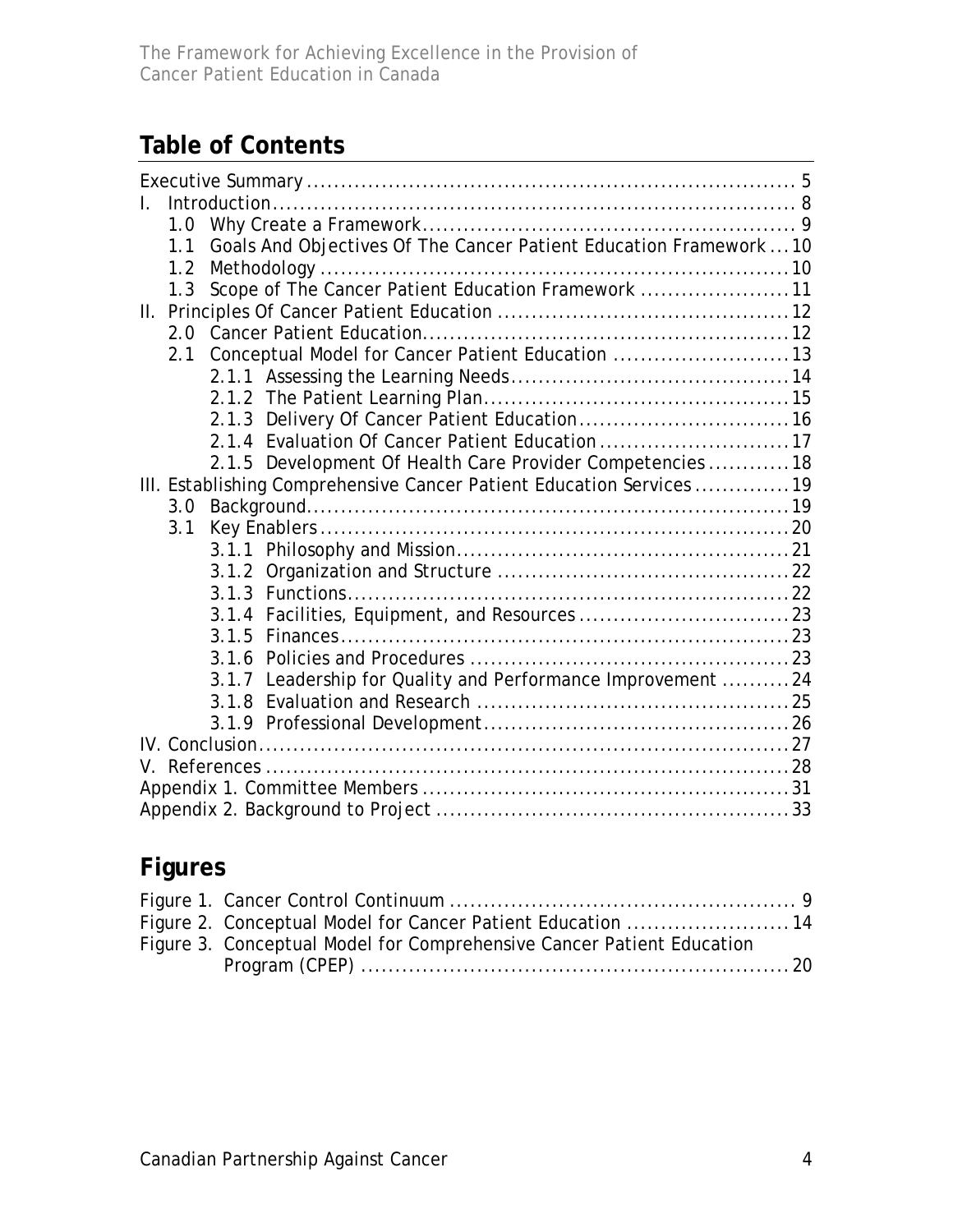## Table of Contents

Executive Summary ..................................................................... 5
I. Introduction.......................................................................... 8
   1.0 Why Create a Framework....................................................... 9
   1.1 Goals And Objectives Of The Cancer Patient Education Framework ... 10
   1.2 Methodology .................................................................... 10
   1.3 Scope of The Cancer Patient Education Framework ..................... 11
II. Principles Of Cancer Patient Education ......................................... 12
   2.0 Cancer Patient Education..................................................... 12
   2.1 Conceptual Model for Cancer Patient Education ......................... 13
      2.1.1 Assessing the Learning Needs....................................... 14
      2.1.2 The Patient Learning Plan........................................... 15
      2.1.3 Delivery Of Cancer Patient Education.............................. 16
      2.1.4 Evaluation Of Cancer Patient Education ........................... 17
      2.1.5 Development Of Health Care Provider Competencies ........... 18
III. Establishing Comprehensive Cancer Patient Education Services ............. 19
   3.0 Background...................................................................... 19
   3.1 Key Enablers .................................................................... 20
      3.1.1 Philosophy and Mission............................................... 21
      3.1.2 Organization and Structure .......................................... 22
      3.1.3 Functions................................................................. 22
      3.1.4 Facilities, Equipment, and Resources .............................. 23
      3.1.5 Finances.................................................................. 23
      3.1.6 Policies and Procedures .............................................. 23
      3.1.7 Leadership for Quality and Performance Improvement .......... 24
      3.1.8 Evaluation and Research ............................................. 25
      3.1.9 Professional Development............................................ 26
IV. Conclusion.......................................................................... 27
V. References ........................................................................... 28
Appendix 1. Committee Members .................................................... 31
Appendix 2. Background to Project .................................................. 33

## Figures

Figure 1. Cancer Control Continuum .................................................. 9
Figure 2. Conceptual Model for Cancer Patient Education ........................ 14
Figure 3. Conceptual Model for Comprehensive Cancer Patient Education Program (CPEP) ........................................................... 20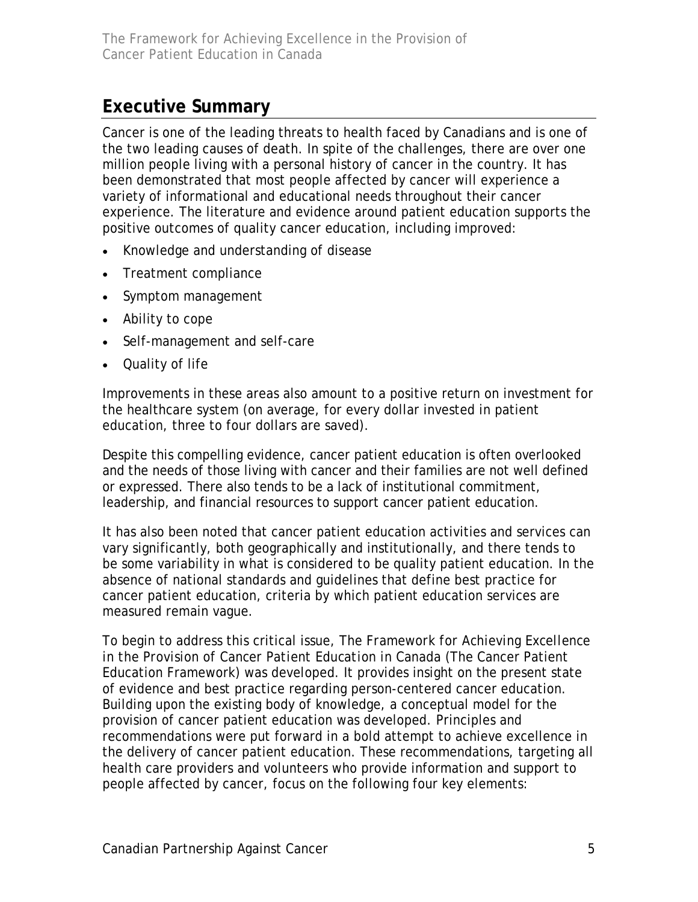## Executive Summary

Cancer is one of the leading threats to health faced by Canadians and is one of the two leading causes of death. In spite of the challenges, there are over one million people living with a personal history of cancer in the country. It has been demonstrated that most people affected by cancer will experience a variety of informational and educational needs throughout their cancer experience. The literature and evidence around patient education supports the positive outcomes of quality cancer education, including improved:

- Knowledge and understanding of disease
- Treatment compliance
- Symptom management
- Ability to cope
- Self-management and self-care
- Quality of life

Improvements in these areas also amount to a positive return on investment for the healthcare system (on average, for every dollar invested in patient education, three to four dollars are saved).

Despite this compelling evidence, cancer patient education is often overlooked and the needs of those living with cancer and their families are not well defined or expressed. There also tends to be a lack of institutional commitment, leadership, and financial resources to support cancer patient education.

It has also been noted that cancer patient education activities and services can vary significantly, both geographically and institutionally, and there tends to be some variability in what is considered to be quality patient education. In the absence of national standards and guidelines that define best practice for cancer patient education, criteria by which patient education services are measured remain vague.

To begin to address this critical issue, *The Framework for Achieving Excellence in the Provision of Cancer Patient Education in Canada* (The Cancer Patient Education Framework) was developed. It provides insight on the present state of evidence and best practice regarding person-centered cancer education. Building upon the existing body of knowledge, a conceptual model for the provision of cancer patient education was developed. Principles and recommendations were put forward in a bold attempt to achieve excellence in the delivery of cancer patient education. These recommendations, targeting all health care providers and volunteers who provide information and support to people affected by cancer, focus on the following four key elements: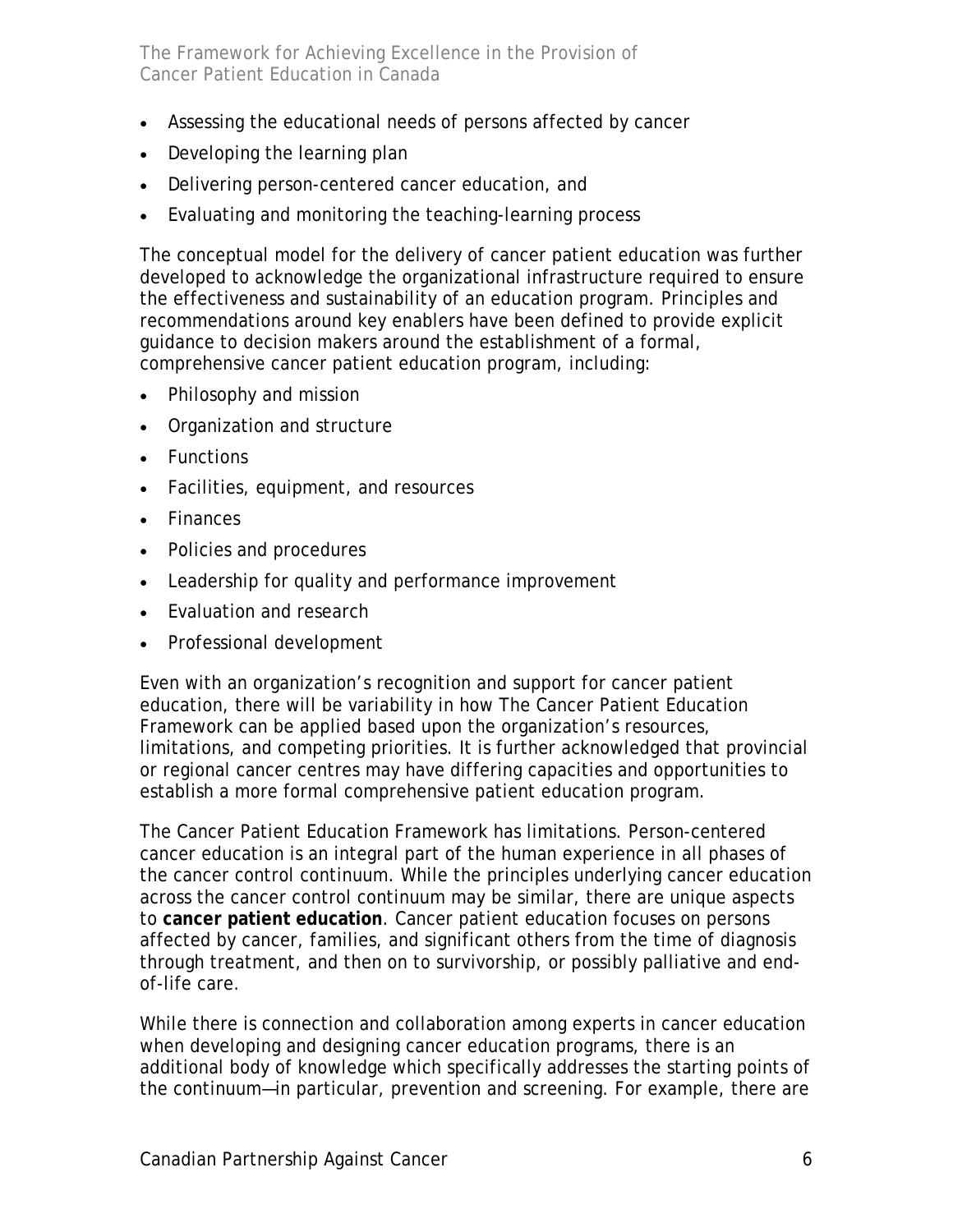- Assessing the educational needs of persons affected by cancer
- Developing the learning plan
- Delivering person-centered cancer education, and
- Evaluating and monitoring the teaching-learning process

The conceptual model for the delivery of cancer patient education was further developed to acknowledge the organizational infrastructure required to ensure the effectiveness and sustainability of an education program. Principles and recommendations around key enablers have been defined to provide explicit guidance to decision makers around the establishment of a formal, comprehensive cancer patient education program, including:

- Philosophy and mission
- Organization and structure
- Functions
- Facilities, equipment, and resources
- Finances
- Policies and procedures
- Leadership for quality and performance improvement
- Evaluation and research
- Professional development

Even with an organization's recognition and support for cancer patient education, there will be variability in how The Cancer Patient Education Framework can be applied based upon the organization's resources, limitations, and competing priorities. It is further acknowledged that provincial or regional cancer centres may have differing capacities and opportunities to establish a more formal comprehensive patient education program.

The Cancer Patient Education Framework has limitations. Person-centered cancer education is an integral part of the human experience in all phases of the cancer control continuum. While the principles underlying cancer education across the cancer control continuum may be similar, there are unique aspects to **cancer patient education**. Cancer patient education focuses on persons affected by cancer, families, and significant others from the time of diagnosis through treatment, and then on to survivorship, or possibly palliative and end-of-life care.

While there is connection and collaboration among experts in cancer education when developing and designing cancer education programs, there is an additional body of knowledge which specifically addresses the starting points of the continuum—in particular, prevention and screening. For example, there are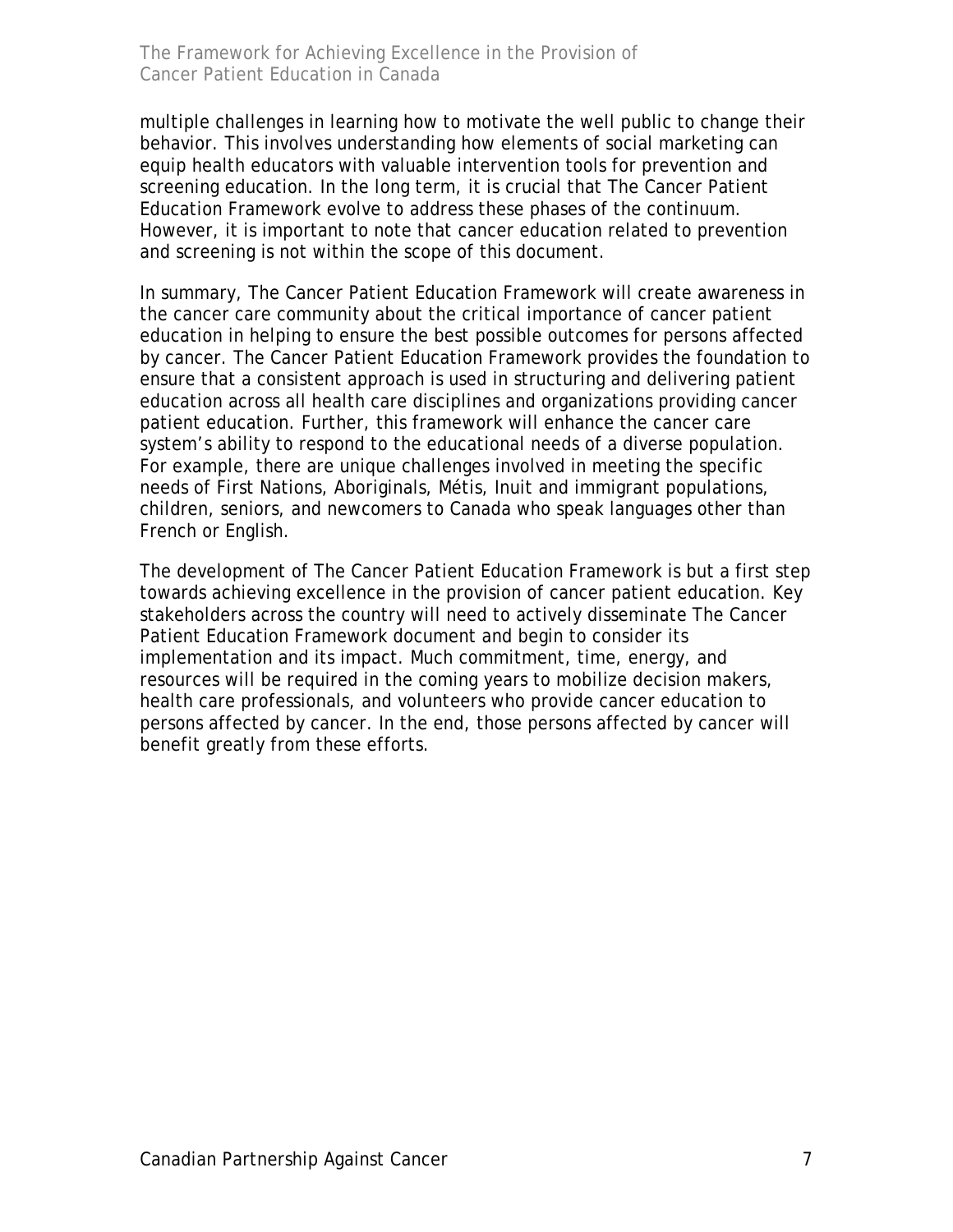multiple challenges in learning how to motivate the well public to change their behavior. This involves understanding how elements of social marketing can equip health educators with valuable intervention tools for prevention and screening education. In the long term, it is crucial that The Cancer Patient Education Framework evolve to address these phases of the continuum. However, it is important to note that cancer education related to prevention and screening is not within the scope of this document.

In summary, The Cancer Patient Education Framework will create awareness in the cancer care community about the critical importance of cancer patient education in helping to ensure the best possible outcomes for persons affected by cancer. The Cancer Patient Education Framework provides the foundation to ensure that a consistent approach is used in structuring and delivering patient education across all health care disciplines and organizations providing cancer patient education. Further, this framework will enhance the cancer care system's ability to respond to the educational needs of a diverse population. For example, there are unique challenges involved in meeting the specific needs of First Nations, Aboriginals, Métis, Inuit and immigrant populations, children, seniors, and newcomers to Canada who speak languages other than French or English.

The development of The Cancer Patient Education Framework is but a first step towards achieving excellence in the provision of cancer patient education. Key stakeholders across the country will need to actively disseminate The Cancer Patient Education Framework document and begin to consider its implementation and its impact. Much commitment, time, energy, and resources will be required in the coming years to mobilize decision makers, health care professionals, and volunteers who provide cancer education to persons affected by cancer. In the end, those persons affected by cancer will benefit greatly from these efforts.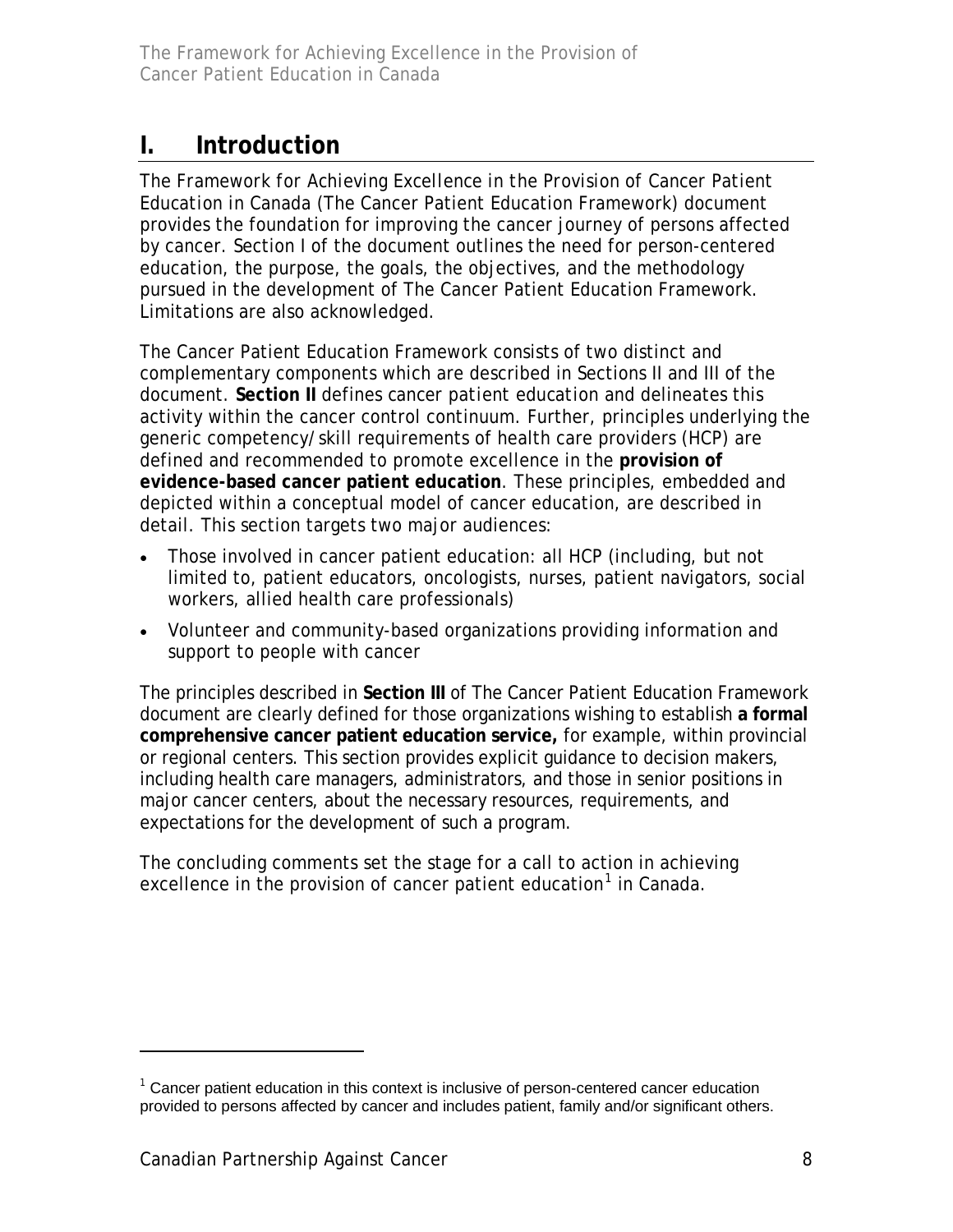# I. Introduction

*The Framework for Achieving Excellence in the Provision of Cancer Patient Education in Canada* (The Cancer Patient Education Framework) document provides the foundation for improving the cancer journey of persons affected by cancer. Section I of the document outlines the need for person-centered education, the purpose, the goals, the objectives, and the methodology pursued in the development of The Cancer Patient Education Framework. Limitations are also acknowledged.

The Cancer Patient Education Framework consists of two distinct and complementary components which are described in Sections II and III of the document. **Section II** defines *cancer patient education* and delineates this activity within the cancer control continuum. Further, principles underlying the generic competency/skill requirements of health care providers (HCP) are defined and recommended to promote excellence in the **provision of evidence-based cancer patient education**. These principles, embedded and depicted within a conceptual model of cancer education, are described in detail. This section targets two major audiences:

- Those involved in cancer patient education: all HCP (including, but not limited to, patient educators, oncologists, nurses, patient navigators, social workers, allied health care professionals)
- Volunteer and community-based organizations providing information and support to people with cancer

The principles described in **Section III** of The Cancer Patient Education Framework document are clearly defined for those organizations wishing to establish **a formal comprehensive cancer patient education service,** for example, within provincial or regional centers. This section provides explicit guidance to decision makers, including health care managers, administrators, and those in senior positions in major cancer centers, about the necessary resources, requirements, and expectations for the development of such a program.

The concluding comments set the stage for a call to action in achieving excellence in the provision of cancer patient education[1] in Canada.

[1] Cancer patient education in this context is inclusive of person-centered cancer education provided to persons affected by cancer and includes patient, family and/or significant others.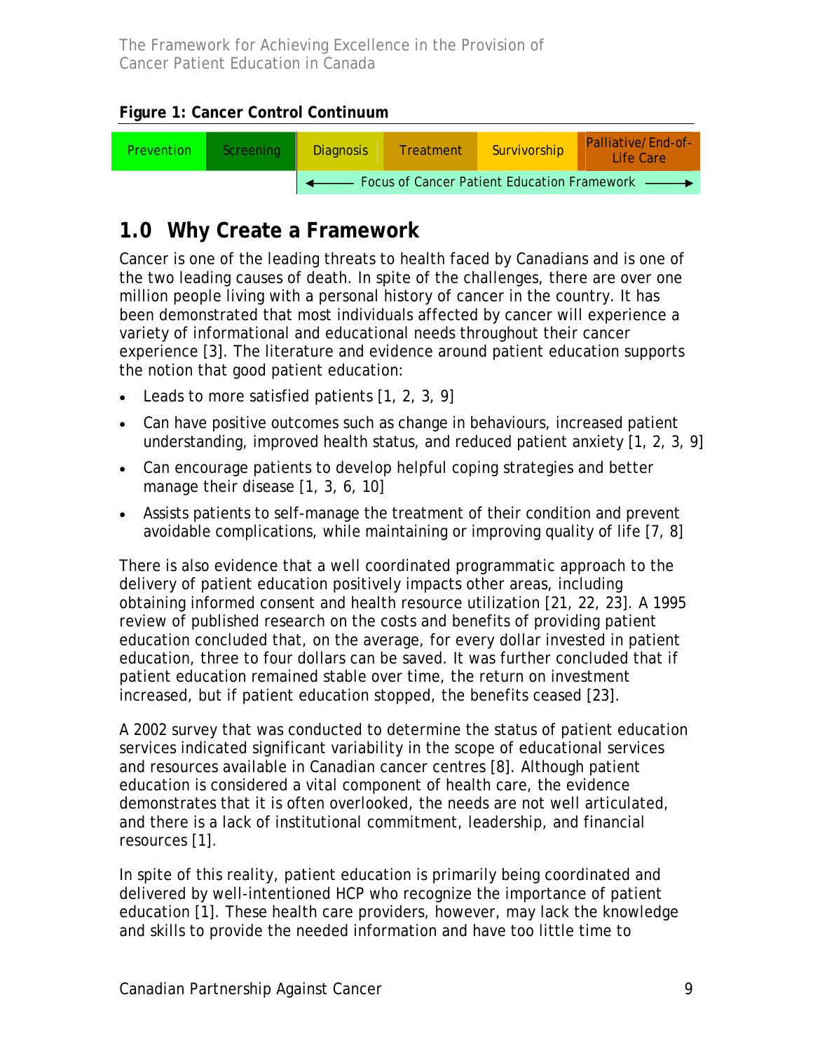**Figure 1: Cancer Control Continuum**

| Prevention | Screening | Diagnosis | Treatment | Survivorship | Palliative/End-of-Life Care |
|---|---|---|---|---|---|
| | | ← Focus of Cancer Patient Education Framework → | | | |

## 1.0 Why Create a Framework

Cancer is one of the leading threats to health faced by Canadians and is one of the two leading causes of death. In spite of the challenges, there are over one million people living with a personal history of cancer in the country. It has been demonstrated that most individuals affected by cancer will experience a variety of informational and educational needs throughout their cancer experience [3]. The literature and evidence around patient education supports the notion that good patient education:

- Leads to more satisfied patients [1, 2, 3, 9]
- Can have positive outcomes such as change in behaviours, increased patient understanding, improved health status, and reduced patient anxiety [1, 2, 3, 9]
- Can encourage patients to develop helpful coping strategies and better manage their disease [1, 3, 6, 10]
- Assists patients to self-manage the treatment of their condition and prevent avoidable complications, while maintaining or improving quality of life [7, 8]

There is also evidence that a well coordinated programmatic approach to the delivery of patient education positively impacts other areas, including obtaining informed consent and health resource utilization [21, 22, 23]. A 1995 review of published research on the costs and benefits of providing patient education concluded that, on the average, for every dollar invested in patient education, three to four dollars can be saved. It was further concluded that if patient education remained stable over time, the return on investment increased, but if patient education stopped, the benefits ceased [23].

A 2002 survey that was conducted to determine the status of patient education services indicated significant variability in the scope of educational services and resources available in Canadian cancer centres [8]. Although patient education is considered a vital component of health care, the evidence demonstrates that it is often overlooked, the needs are not well articulated, and there is a lack of institutional commitment, leadership, and financial resources [1].

In spite of this reality, patient education is primarily being coordinated and delivered by well-intentioned HCP who recognize the importance of patient education [1]. These health care providers, however, may lack the knowledge and skills to provide the needed information and have too little time to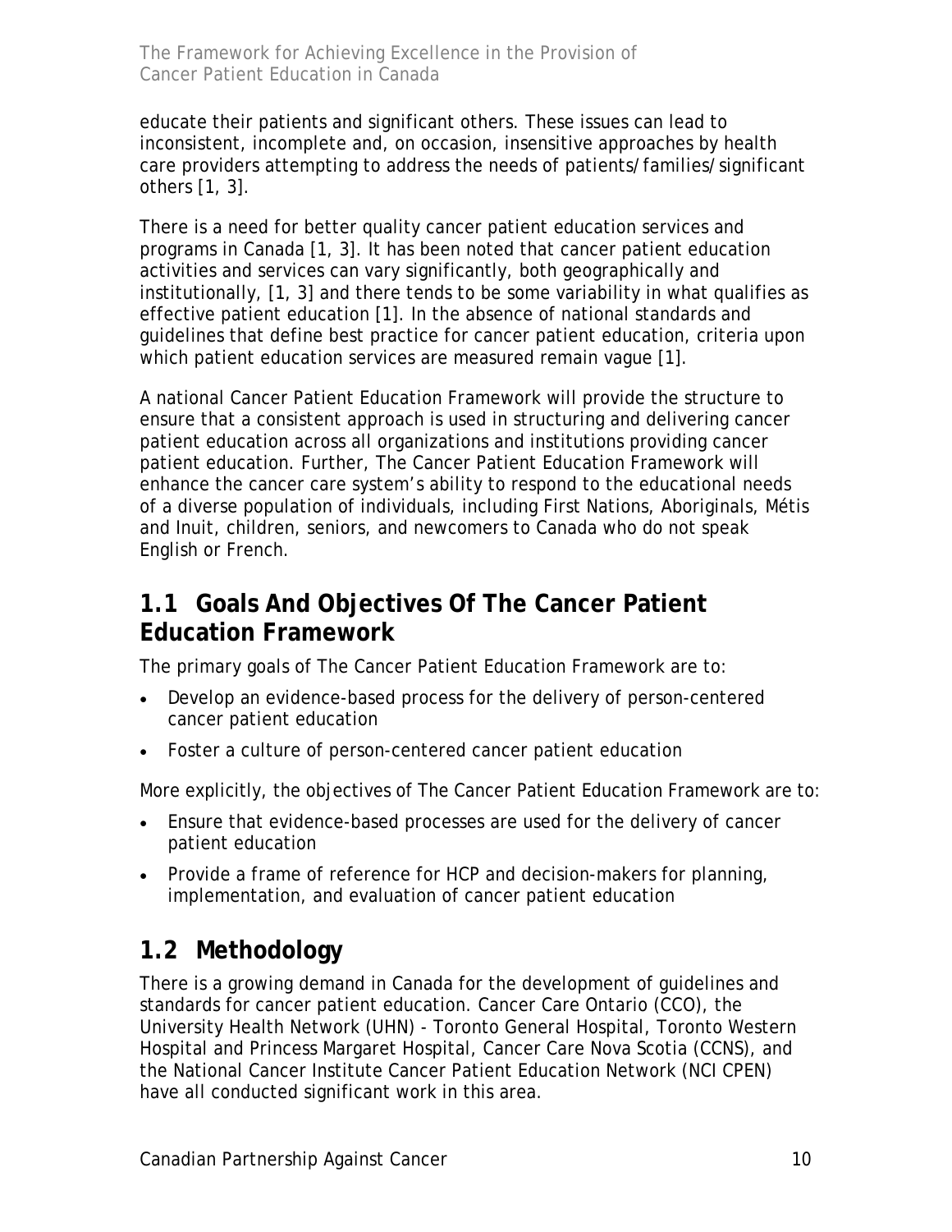educate their patients and significant others. These issues can lead to inconsistent, incomplete and, on occasion, insensitive approaches by health care providers attempting to address the needs of patients/families/significant others [1, 3].

There is a need for better quality cancer patient education services and programs in Canada [1, 3]. It has been noted that cancer patient education activities and services can vary significantly, both geographically and institutionally, [1, 3] and there tends to be some variability in what qualifies as effective patient education [1]. In the absence of national standards and guidelines that define best practice for cancer patient education, criteria upon which patient education services are measured remain vague [1].

A national Cancer Patient Education Framework will provide the structure to ensure that a consistent approach is used in structuring and delivering cancer patient education across all organizations and institutions providing cancer patient education. Further, The Cancer Patient Education Framework will enhance the cancer care system's ability to respond to the educational needs of a diverse population of individuals, including First Nations, Aboriginals, Métis and Inuit, children, seniors, and newcomers to Canada who do not speak English or French.

## 1.1 Goals And Objectives Of The Cancer Patient Education Framework

The primary goals of The Cancer Patient Education Framework are to:

- Develop an evidence-based process for the delivery of person-centered cancer patient education
- Foster a culture of person-centered cancer patient education

More explicitly, the objectives of The Cancer Patient Education Framework are to:

- Ensure that evidence-based processes are used for the delivery of cancer patient education
- Provide a frame of reference for HCP and decision-makers for planning, implementation, and evaluation of cancer patient education

## 1.2 Methodology

There is a growing demand in Canada for the development of guidelines and standards for cancer patient education. Cancer Care Ontario (CCO), the University Health Network (UHN) - Toronto General Hospital, Toronto Western Hospital and Princess Margaret Hospital, Cancer Care Nova Scotia (CCNS), and the National Cancer Institute Cancer Patient Education Network (NCI CPEN) have all conducted significant work in this area.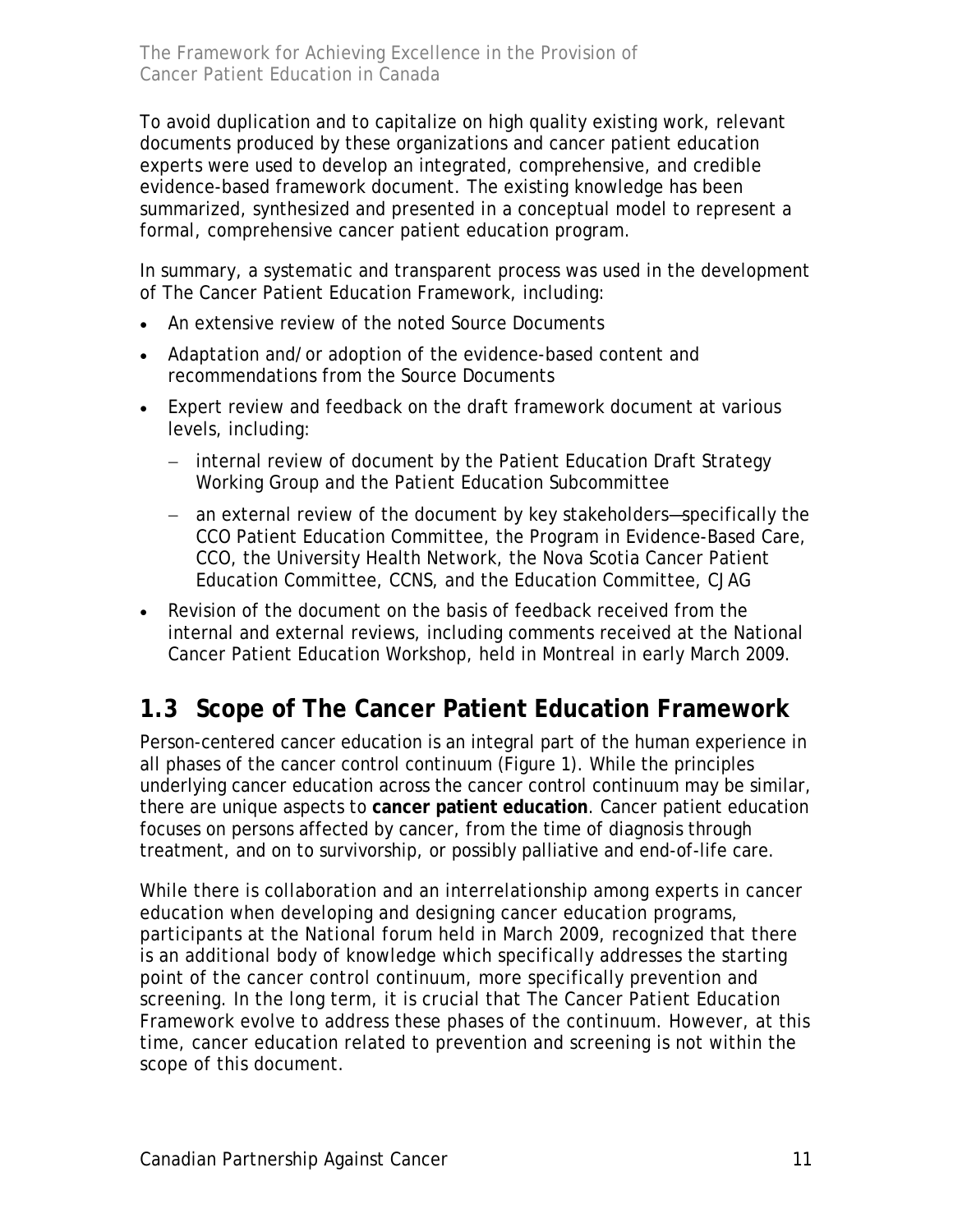To avoid duplication and to capitalize on high quality existing work, relevant documents produced by these organizations and cancer patient education experts were used to develop an integrated, comprehensive, and credible evidence-based framework document. The existing knowledge has been summarized, synthesized and presented in a conceptual model to represent a formal, comprehensive cancer patient education program.

In summary, a systematic and transparent process was used in the development of The Cancer Patient Education Framework, including:

- An extensive review of the noted Source Documents
- Adaptation and/or adoption of the evidence-based content and recommendations from the Source Documents
- Expert review and feedback on the draft framework document at various levels, including:
  - internal review of document by the Patient Education Draft Strategy Working Group and the Patient Education Subcommittee
  - an external review of the document by key stakeholders—specifically the CCO Patient Education Committee, the Program in Evidence-Based Care, CCO, the University Health Network, the Nova Scotia Cancer Patient Education Committee, CCNS, and the Education Committee, CJAG
- Revision of the document on the basis of feedback received from the internal and external reviews, including comments received at the National Cancer Patient Education Workshop, held in Montreal in early March 2009.

## 1.3 Scope of The Cancer Patient Education Framework

Person-centered cancer education is an integral part of the human experience in all phases of the cancer control continuum (Figure 1). While the principles underlying cancer education across the cancer control continuum may be similar, there are unique aspects to **cancer patient education**. Cancer patient education focuses on persons affected by cancer, from the time of diagnosis through treatment, and on to survivorship, or possibly palliative and end-of-life care.

While there is collaboration and an interrelationship among experts in cancer education when developing and designing cancer education programs, participants at the National forum held in March 2009, recognized that there is an additional body of knowledge which specifically addresses the starting point of the cancer control continuum, more specifically prevention and screening. In the long term, it is crucial that The Cancer Patient Education Framework evolve to address these phases of the continuum. However, at this time, cancer education related to prevention and screening is not within the scope of this document.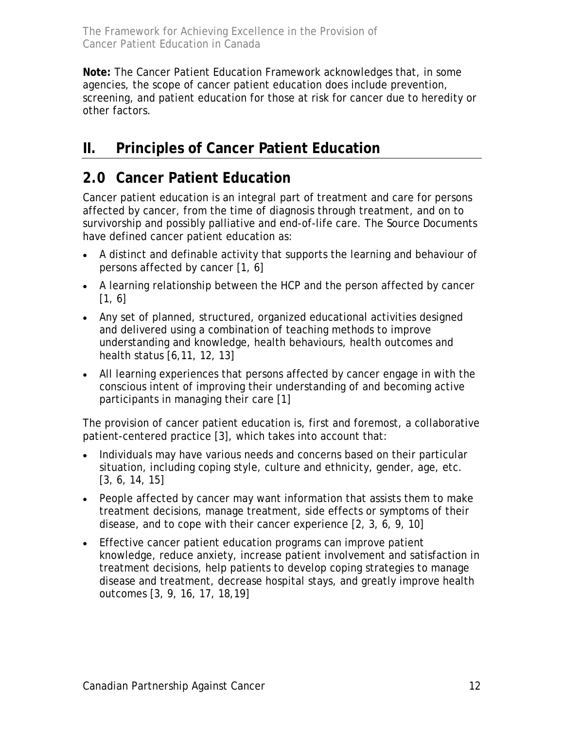**Note:** The Cancer Patient Education Framework acknowledges that, in some agencies, the scope of cancer patient education does include prevention, screening, and patient education for those at risk for cancer due to heredity or other factors.

# II. Principles of Cancer Patient Education

## 2.0 Cancer Patient Education

Cancer patient education is an integral part of treatment and care for persons affected by cancer, from the time of diagnosis through treatment, and on to survivorship and possibly palliative and end-of-life care. The Source Documents have defined cancer patient education as:

- A distinct and definable activity that supports the learning and behaviour of persons affected by cancer [1, 6]
- A learning relationship between the HCP and the person affected by cancer [1, 6]
- Any set of planned, structured, organized educational activities designed and delivered using a combination of teaching methods to improve understanding and knowledge, health behaviours, health outcomes and health status [6,11, 12, 13]
- All learning experiences that persons affected by cancer engage in with the conscious intent of improving their understanding of and becoming active participants in managing their care [1]

The provision of cancer patient education is, first and foremost, a collaborative patient-centered practice [3], which takes into account that:

- Individuals may have various needs and concerns based on their particular situation, including coping style, culture and ethnicity, gender, age, etc. [3, 6, 14, 15]
- People affected by cancer may want information that assists them to make treatment decisions, manage treatment, side effects or symptoms of their disease, and to cope with their cancer experience [2, 3, 6, 9, 10]
- Effective cancer patient education programs can improve patient knowledge, reduce anxiety, increase patient involvement and satisfaction in treatment decisions, help patients to develop coping strategies to manage disease and treatment, decrease hospital stays, and greatly improve health outcomes [3, 9, 16, 17, 18,19]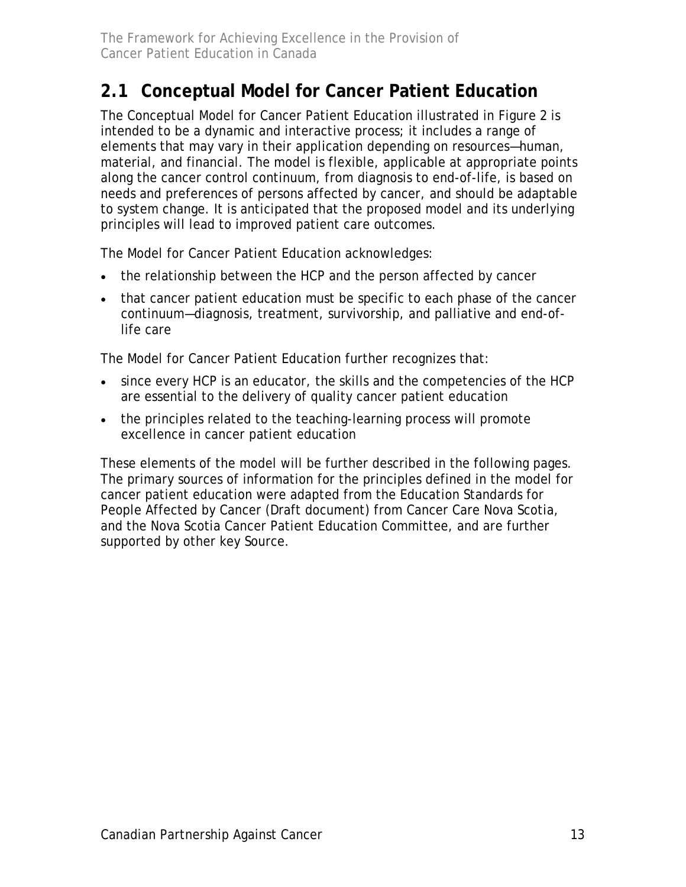## 2.1 Conceptual Model for Cancer Patient Education

The Conceptual Model for Cancer Patient Education illustrated in Figure 2 is intended to be a dynamic and interactive process; it includes a range of elements that may vary in their application depending on resources—human, material, and financial. The model is flexible, applicable at appropriate points along the cancer control continuum, from diagnosis to end-of-life, is based on needs and preferences of persons affected by cancer, and should be adaptable to system change. It is anticipated that the proposed model and its underlying principles will lead to improved patient care outcomes.

The Model for Cancer Patient Education acknowledges:

- the relationship between the HCP and the person affected by cancer
- that cancer patient education must be specific to each phase of the cancer continuum—diagnosis, treatment, survivorship, and palliative and end-of-life care

The Model for Cancer Patient Education further recognizes that:

- since every HCP is an educator, the skills and the competencies of the HCP are essential to the delivery of quality cancer patient education
- the principles related to the teaching-learning process will promote excellence in cancer patient education

These elements of the model will be further described in the following pages. The primary sources of information for the principles defined in the model for cancer patient education were adapted from the Education Standards for People Affected by Cancer (Draft document) from Cancer Care Nova Scotia, and the Nova Scotia Cancer Patient Education Committee, and are further supported by other key Source.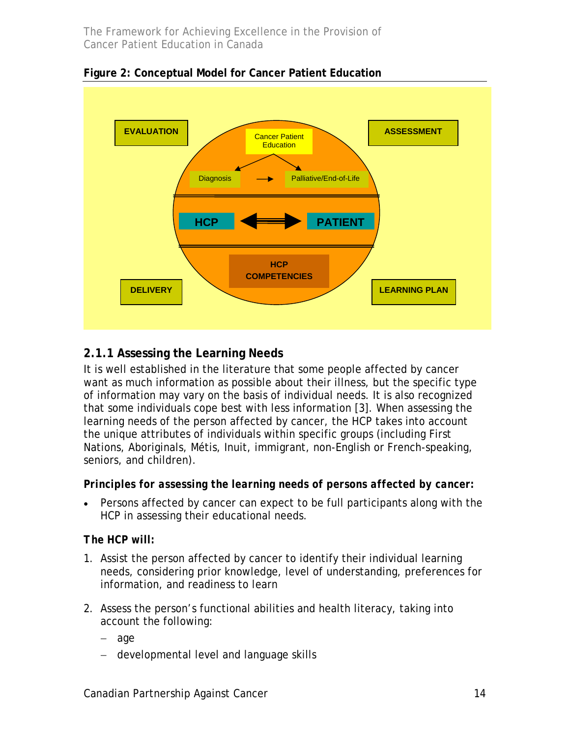**Figure 2: Conceptual Model for Cancer Patient Education**

EVALUATION

ASSESSMENT

Cancer Patient Education

Diagnosis → Palliative/End-of-Life

HCP ⟺ PATIENT

HCP COMPETENCIES

DELIVERY

LEARNING PLAN

### 2.1.1 Assessing the Learning Needs

It is well established in the literature that some people affected by cancer want as much information as possible about their illness, but the specific type of information may vary on the basis of individual needs. It is also recognized that some individuals cope best with less information [3]. When assessing the learning needs of the person affected by cancer, the HCP takes into account the unique attributes of individuals within specific groups (including First Nations, Aboriginals, Métis, Inuit, immigrant, non-English or French-speaking, seniors, and children).

***Principles for assessing the learning needs of persons affected by cancer:***

- Persons affected by cancer can expect to be full participants along with the HCP in assessing their educational needs.

**The HCP will:**

1. Assist the person affected by cancer to identify their individual learning needs, considering prior knowledge, level of understanding, preferences for information, and readiness to learn

2. Assess the person's functional abilities and health literacy, taking into account the following:
   - age
   - developmental level and language skills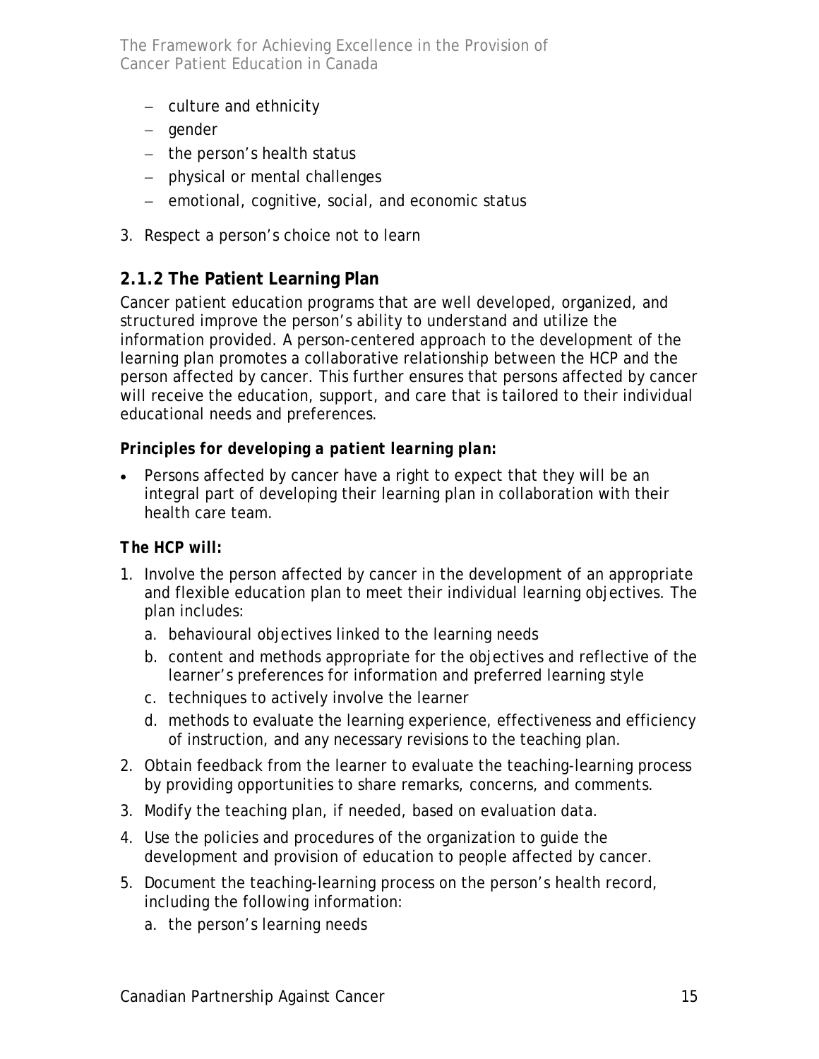- culture and ethnicity
- gender
- the person's health status
- physical or mental challenges
- emotional, cognitive, social, and economic status

3. Respect a person's choice not to learn

### 2.1.2 The Patient Learning Plan

Cancer patient education programs that are well developed, organized, and structured improve the person's ability to understand and utilize the information provided. A person-centered approach to the development of the learning plan promotes a collaborative relationship between the HCP and the person affected by cancer. This further ensures that persons affected by cancer will receive the education, support, and care that is tailored to their individual educational needs and preferences.

***Principles for developing a patient learning plan:***

- Persons affected by cancer have a right to expect that they will be an integral part of developing their learning plan in collaboration with their health care team.

***The HCP will:***

1. Involve the person affected by cancer in the development of an appropriate and flexible education plan to meet their individual learning objectives. The plan includes:
   a. behavioural objectives linked to the learning needs
   b. content and methods appropriate for the objectives and reflective of the learner's preferences for information and preferred learning style
   c. techniques to actively involve the learner
   d. methods to evaluate the learning experience, effectiveness and efficiency of instruction, and any necessary revisions to the teaching plan.
2. Obtain feedback from the learner to evaluate the teaching-learning process by providing opportunities to share remarks, concerns, and comments.
3. Modify the teaching plan, if needed, based on evaluation data.
4. Use the policies and procedures of the organization to guide the development and provision of education to people affected by cancer.
5. Document the teaching-learning process on the person's health record, including the following information:
   a. the person's learning needs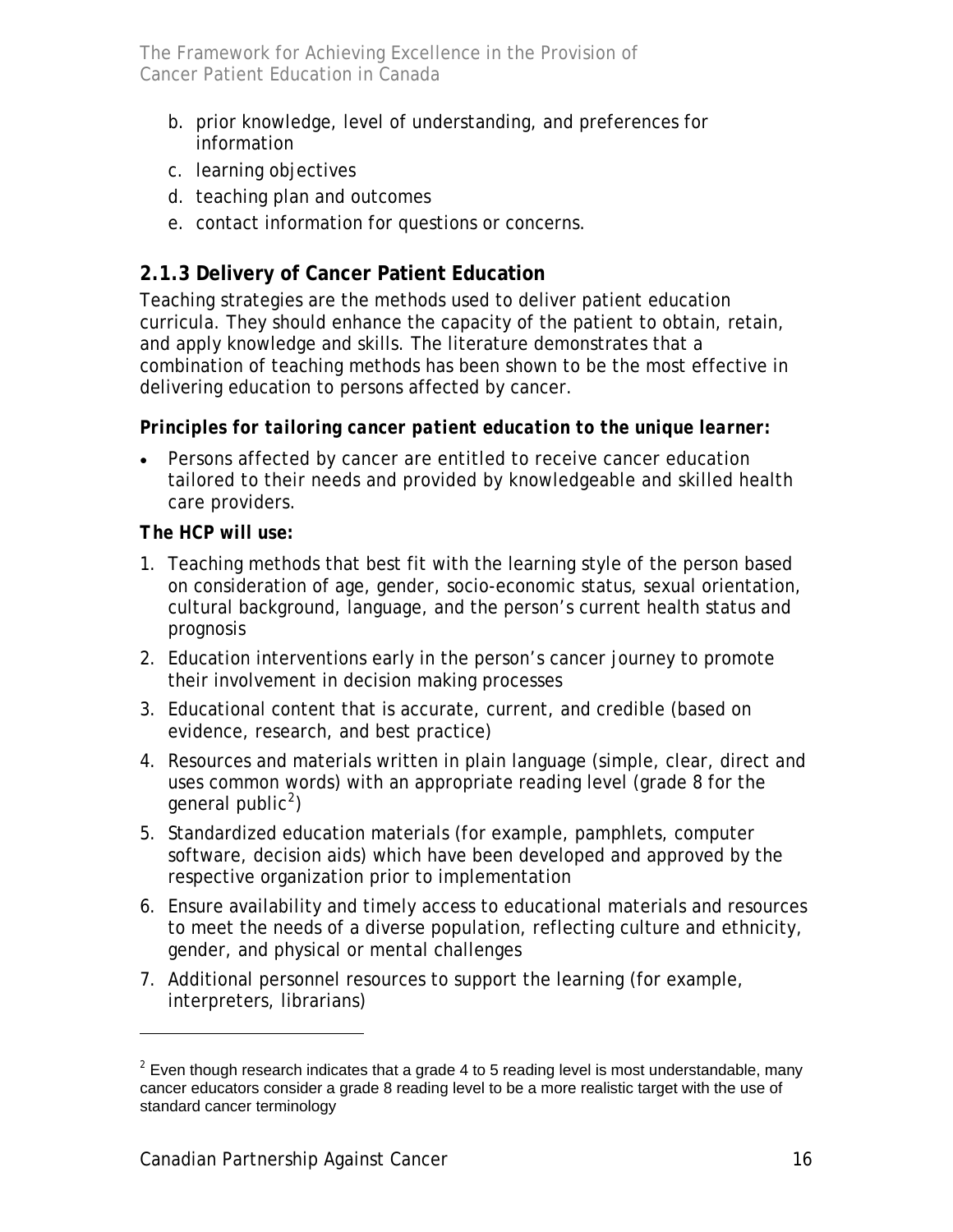b. prior knowledge, level of understanding, and preferences for information
c. learning objectives
d. teaching plan and outcomes
e. contact information for questions or concerns.

### 2.1.3 Delivery of Cancer Patient Education

Teaching strategies are the methods used to deliver patient education curricula. They should enhance the capacity of the patient to obtain, retain, and apply knowledge and skills. The literature demonstrates that a combination of teaching methods has been shown to be the most effective in delivering education to persons affected by cancer.

***Principles for tailoring cancer patient education to the unique learner:***

- Persons affected by cancer are entitled to receive cancer education tailored to their needs and provided by knowledgeable and skilled health care providers.

***The HCP will use:***

1. Teaching methods that best fit with the learning style of the person based on consideration of age, gender, socio-economic status, sexual orientation, cultural background, language, and the person's current health status and prognosis
2. Education interventions early in the person's cancer journey to promote their involvement in decision making processes
3. Educational content that is accurate, current, and credible (based on evidence, research, and best practice)
4. Resources and materials written in plain language (simple, clear, direct and uses common words) with an appropriate reading level (grade 8 for the general public[2])
5. Standardized education materials (for example, pamphlets, computer software, decision aids) which have been developed and approved by the respective organization prior to implementation
6. Ensure availability and timely access to educational materials and resources to meet the needs of a diverse population, reflecting culture and ethnicity, gender, and physical or mental challenges
7. Additional personnel resources to support the learning (for example, interpreters, librarians)

---

[2] Even though research indicates that a grade 4 to 5 reading level is most understandable, many cancer educators consider a grade 8 reading level to be a more realistic target with the use of standard cancer terminology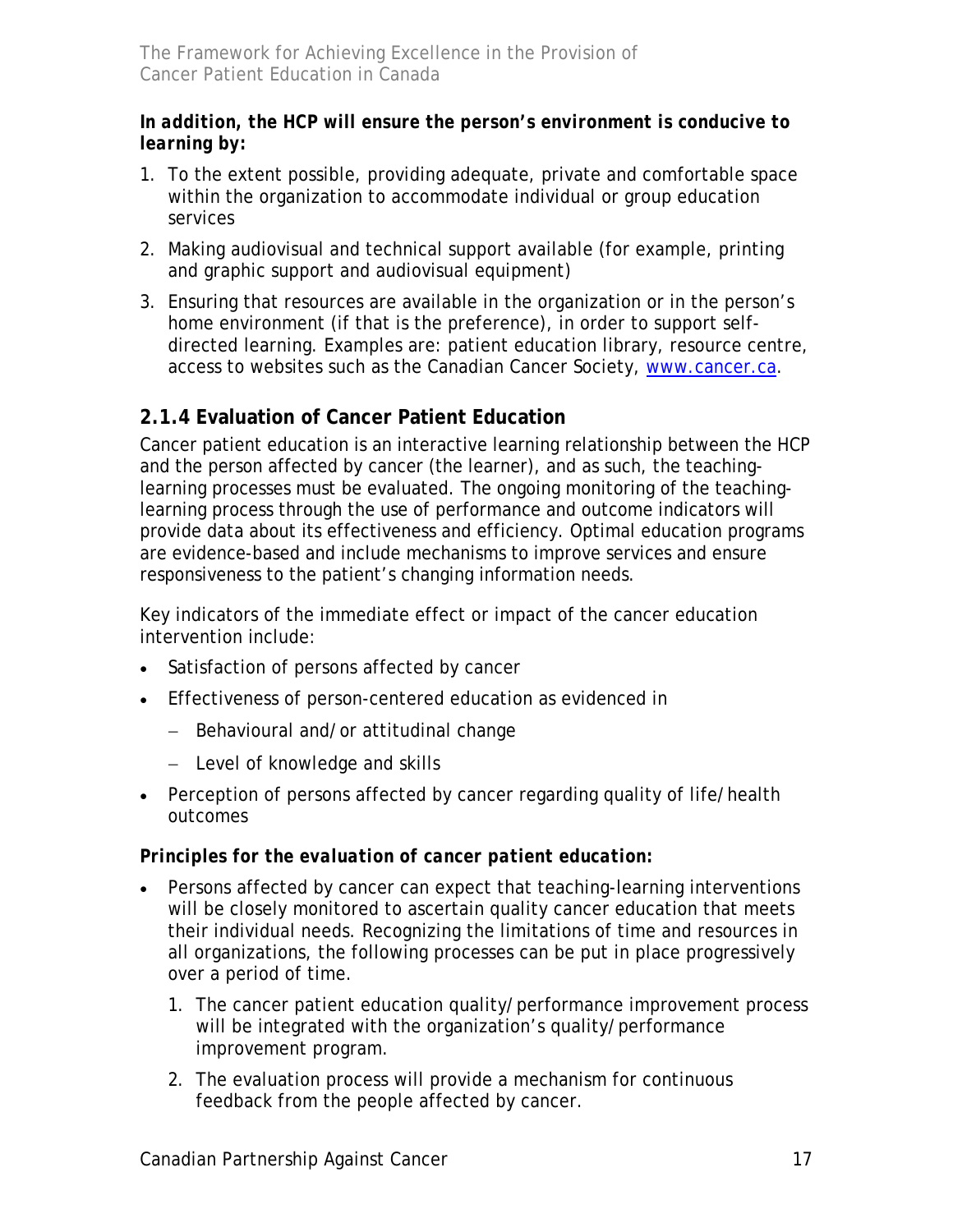***In addition, the HCP will ensure the person's environment is conducive to learning by:***

1. To the extent possible, providing adequate, private and comfortable space within the organization to accommodate individual or group education services
2. Making audiovisual and technical support available (for example, printing and graphic support and audiovisual equipment)
3. Ensuring that resources are available in the organization or in the person's home environment (if that is the preference), in order to support self-directed learning. Examples are: patient education library, resource centre, access to websites such as the Canadian Cancer Society, [www.cancer.ca](http://www.cancer.ca).

### 2.1.4 Evaluation of Cancer Patient Education

Cancer patient education is an interactive learning relationship between the HCP and the person affected by cancer (the learner), and as such, the teaching-learning processes must be evaluated. The ongoing monitoring of the teaching-learning process through the use of performance and outcome indicators will provide data about its effectiveness and efficiency. Optimal education programs are evidence-based and include mechanisms to improve services and ensure responsiveness to the patient's changing information needs.

Key indicators of the immediate effect or impact of the cancer education intervention include:

- Satisfaction of persons affected by cancer
- Effectiveness of person-centered education as evidenced in
  - Behavioural and/or attitudinal change
  - Level of knowledge and skills
- Perception of persons affected by cancer regarding quality of life/health outcomes

***Principles for the evaluation of cancer patient education:***

- Persons affected by cancer can expect that teaching-learning interventions will be closely monitored to ascertain quality cancer education that meets their individual needs. Recognizing the limitations of time and resources in all organizations, the following processes can be put in place progressively over a period of time.
  1. The cancer patient education quality/performance improvement process will be integrated with the organization's quality/performance improvement program.
  2. The evaluation process will provide a mechanism for continuous feedback from the people affected by cancer.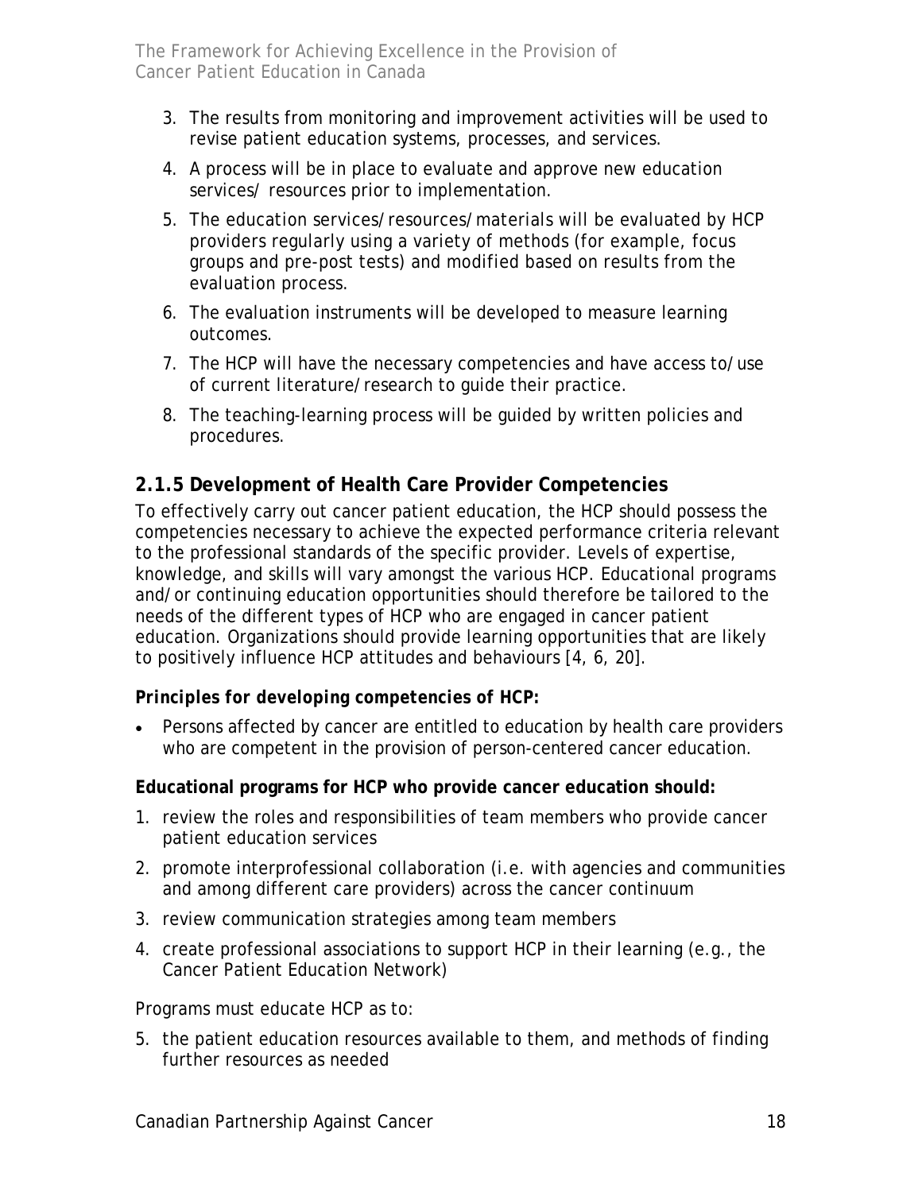3. The results from monitoring and improvement activities will be used to revise patient education systems, processes, and services.
4. A process will be in place to evaluate and approve new education services/ resources prior to implementation.
5. The education services/resources/materials will be evaluated by HCP providers regularly using a variety of methods (for example, focus groups and pre-post tests) and modified based on results from the evaluation process.
6. The evaluation instruments will be developed to measure learning outcomes.
7. The HCP will have the necessary competencies and have access to/use of current literature/research to guide their practice.
8. The teaching-learning process will be guided by written policies and procedures.

### 2.1.5 Development of Health Care Provider Competencies

To effectively carry out cancer patient education, the HCP should possess the competencies necessary to achieve the expected performance criteria relevant to the professional standards of the specific provider. Levels of expertise, knowledge, and skills will vary amongst the various HCP. Educational programs and/or continuing education opportunities should therefore be tailored to the needs of the different types of HCP who are engaged in cancer patient education. Organizations should provide learning opportunities that are likely to positively influence HCP attitudes and behaviours [4, 6, 20].

**Principles for developing competencies of HCP:**

- Persons affected by cancer are entitled to education by health care providers who are competent in the provision of person-centered cancer education.

**Educational programs for HCP who provide cancer education should:**

1. review the roles and responsibilities of team members who provide cancer patient education services
2. promote interprofessional collaboration (i.e. with agencies and communities and among different care providers) across the cancer continuum
3. review communication strategies among team members
4. create professional associations to support HCP in their learning (e.g., the Cancer Patient Education Network)

Programs must educate HCP as to:

5. the patient education resources available to them, and methods of finding further resources as needed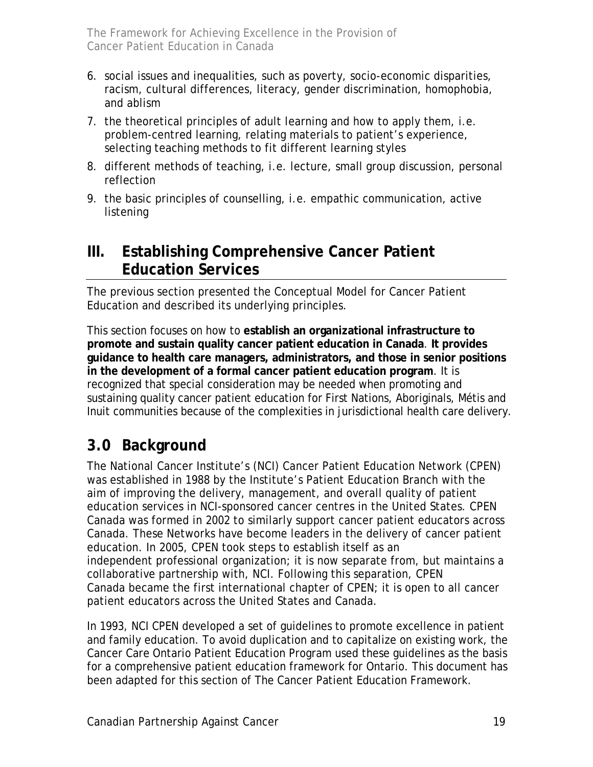6. social issues and inequalities, such as poverty, socio-economic disparities, racism, cultural differences, literacy, gender discrimination, homophobia, and ablism
7. the theoretical principles of adult learning and how to apply them, i.e. problem-centred learning, relating materials to patient's experience, selecting teaching methods to fit different learning styles
8. different methods of teaching, i.e. lecture, small group discussion, personal reflection
9. the basic principles of counselling, i.e. empathic communication, active listening

# III. Establishing Comprehensive Cancer Patient Education Services

The previous section presented the Conceptual Model for Cancer Patient Education and described its underlying principles.

This section focuses on how to **establish an organizational infrastructure to promote and sustain quality cancer patient education in Canada**. **It provides guidance to health care managers, administrators, and those in senior positions in the development of a formal cancer patient education program**. It is recognized that special consideration may be needed when promoting and sustaining quality cancer patient education for First Nations, Aboriginals, Métis and Inuit communities because of the complexities in jurisdictional health care delivery.

## 3.0 Background

The National Cancer Institute's (NCI) Cancer Patient Education Network (CPEN) was established in 1988 by the Institute's Patient Education Branch with the aim of improving the delivery, management, and overall quality of patient education services in NCI-sponsored cancer centres in the United States. CPEN Canada was formed in 2002 to similarly support cancer patient educators across Canada. These Networks have become leaders in the delivery of cancer patient education. In 2005, CPEN took steps to establish itself as an independent professional organization; it is now separate from, but maintains a collaborative partnership with, NCI. Following this separation, CPEN Canada became the first international chapter of CPEN; it is open to all cancer patient educators across the United States and Canada.

In 1993, NCI CPEN developed a set of guidelines to promote excellence in patient and family education. To avoid duplication and to capitalize on existing work, the Cancer Care Ontario Patient Education Program used these guidelines as the basis for a comprehensive patient education framework for Ontario. This document has been adapted for this section of The Cancer Patient Education Framework.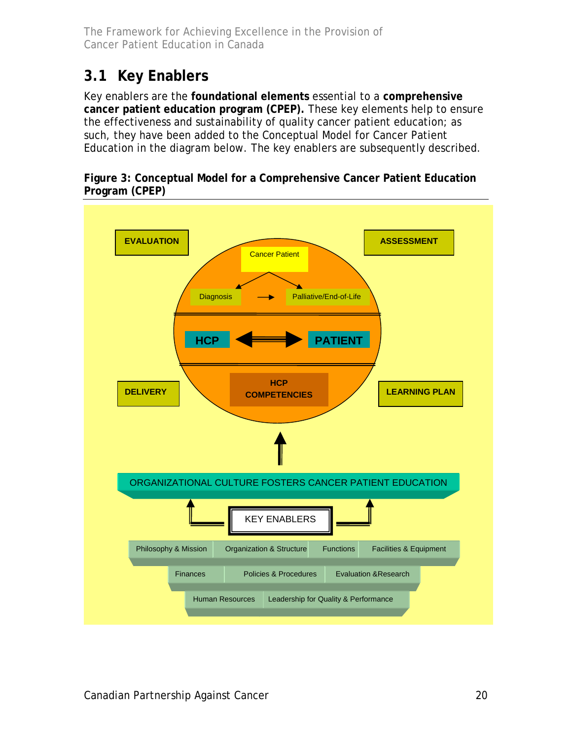## 3.1 Key Enablers

Key enablers are the **foundational elements** essential to a **comprehensive cancer patient education program (CPEP).** These key elements help to ensure the effectiveness and sustainability of quality cancer patient education; as such, they have been added to the Conceptual Model for Cancer Patient Education in the diagram below. The key enablers are subsequently described.

**Figure 3: Conceptual Model for a Comprehensive Cancer Patient Education Program (CPEP)**

EVALUATION

ASSESSMENT

Cancer Patient

Diagnosis → Palliative/End-of-Life

HCP ⟷ PATIENT

HCP COMPETENCIES

DELIVERY

LEARNING PLAN

ORGANIZATIONAL CULTURE FOSTERS CANCER PATIENT EDUCATION

KEY ENABLERS

Philosophy & Mission | Organization & Structure | Functions | Facilities & Equipment

Finances | Policies & Procedures | Evaluation &Research

Human Resources | Leadership for Quality & Performance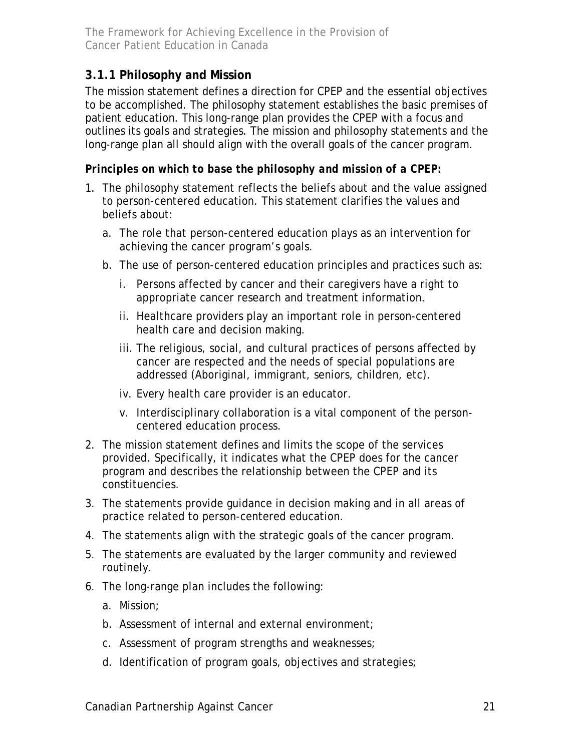### 3.1.1 Philosophy and Mission

The mission statement defines a direction for CPEP and the essential objectives to be accomplished. The philosophy statement establishes the basic premises of patient education. This long-range plan provides the CPEP with a focus and outlines its goals and strategies. The mission and philosophy statements and the long-range plan all should align with the overall goals of the cancer program.

***Principles on which to base the philosophy and mission of a CPEP:***

1. The philosophy statement reflects the beliefs about and the value assigned to person-centered education. This statement clarifies the values and beliefs about:
   a. The role that person-centered education plays as an intervention for achieving the cancer program's goals.
   b. The use of person-centered education principles and practices such as:
      i. Persons affected by cancer and their caregivers have a right to appropriate cancer research and treatment information.
      ii. Healthcare providers play an important role in person-centered health care and decision making.
      iii. The religious, social, and cultural practices of persons affected by cancer are respected and the needs of special populations are addressed (Aboriginal, immigrant, seniors, children, etc).
      iv. Every health care provider is an educator.
      v. Interdisciplinary collaboration is a vital component of the person-centered education process.
2. The mission statement defines and limits the scope of the services provided. Specifically, it indicates what the CPEP does for the cancer program and describes the relationship between the CPEP and its constituencies.
3. The statements provide guidance in decision making and in all areas of practice related to person-centered education.
4. The statements align with the strategic goals of the cancer program.
5. The statements are evaluated by the larger community and reviewed routinely.
6. The long-range plan includes the following:
   a. Mission;
   b. Assessment of internal and external environment;
   c. Assessment of program strengths and weaknesses;
   d. Identification of program goals, objectives and strategies;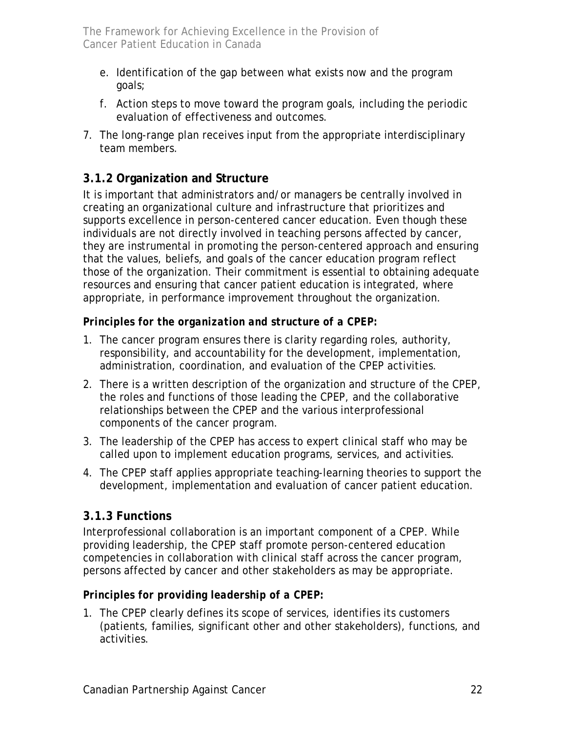e. Identification of the gap between what exists now and the program goals;

   f. Action steps to move toward the program goals, including the periodic evaluation of effectiveness and outcomes.

7. The long-range plan receives input from the appropriate interdisciplinary team members.

### 3.1.2 Organization and Structure

It is important that administrators and/or managers be centrally involved in creating an organizational culture and infrastructure that prioritizes and supports excellence in person-centered cancer education. Even though these individuals are not directly involved in teaching persons affected by cancer, they are instrumental in promoting the person-centered approach and ensuring that the values, beliefs, and goals of the cancer education program reflect those of the organization. Their commitment is essential to obtaining adequate resources and ensuring that cancer patient education is integrated, where appropriate, in performance improvement throughout the organization.

***Principles for the organization and structure of a CPEP:***

1. The cancer program ensures there is clarity regarding roles, authority, responsibility, and accountability for the development, implementation, administration, coordination, and evaluation of the CPEP activities.
2. There is a written description of the organization and structure of the CPEP, the roles and functions of those leading the CPEP, and the collaborative relationships between the CPEP and the various interprofessional components of the cancer program.
3. The leadership of the CPEP has access to expert clinical staff who may be called upon to implement education programs, services, and activities.
4. The CPEP staff applies appropriate teaching-learning theories to support the development, implementation and evaluation of cancer patient education.

### 3.1.3 Functions

Interprofessional collaboration is an important component of a CPEP. While providing leadership, the CPEP staff promote person-centered education competencies in collaboration with clinical staff across the cancer program, persons affected by cancer and other stakeholders as may be appropriate.

***Principles for providing leadership of a CPEP:***

1. The CPEP clearly defines its scope of services, identifies its customers (patients, families, significant other and other stakeholders), functions, and activities.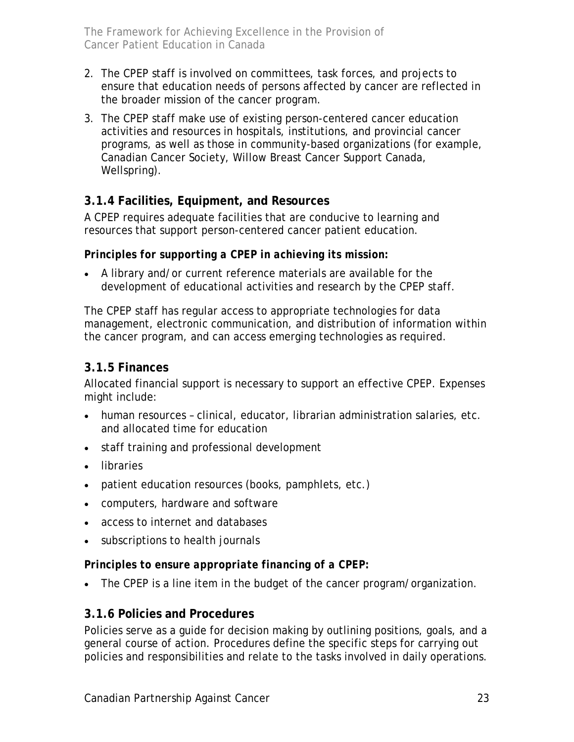2. The CPEP staff is involved on committees, task forces, and projects to ensure that education needs of persons affected by cancer are reflected in the broader mission of the cancer program.
3. The CPEP staff make use of existing person-centered cancer education activities and resources in hospitals, institutions, and provincial cancer programs, as well as those in community-based organizations (for example, Canadian Cancer Society, Willow Breast Cancer Support Canada, Wellspring).

### 3.1.4 Facilities, Equipment, and Resources

A CPEP requires adequate facilities that are conducive to learning and resources that support person-centered cancer patient education.

***Principles for supporting a CPEP in achieving its mission:***

- A library and/or current reference materials are available for the development of educational activities and research by the CPEP staff.

The CPEP staff has regular access to appropriate technologies for data management, electronic communication, and distribution of information within the cancer program, and can access emerging technologies as required.

### 3.1.5 Finances

Allocated financial support is necessary to support an effective CPEP. Expenses might include:

- human resources – clinical, educator, librarian administration salaries, etc. and allocated time for education
- staff training and professional development
- libraries
- patient education resources (books, pamphlets, etc.)
- computers, hardware and software
- access to internet and databases
- subscriptions to health journals

***Principles to ensure appropriate financing of a CPEP:***

- The CPEP is a line item in the budget of the cancer program/organization.

### 3.1.6 Policies and Procedures

Policies serve as a guide for decision making by outlining positions, goals, and a general course of action. Procedures define the specific steps for carrying out policies and responsibilities and relate to the tasks involved in daily operations.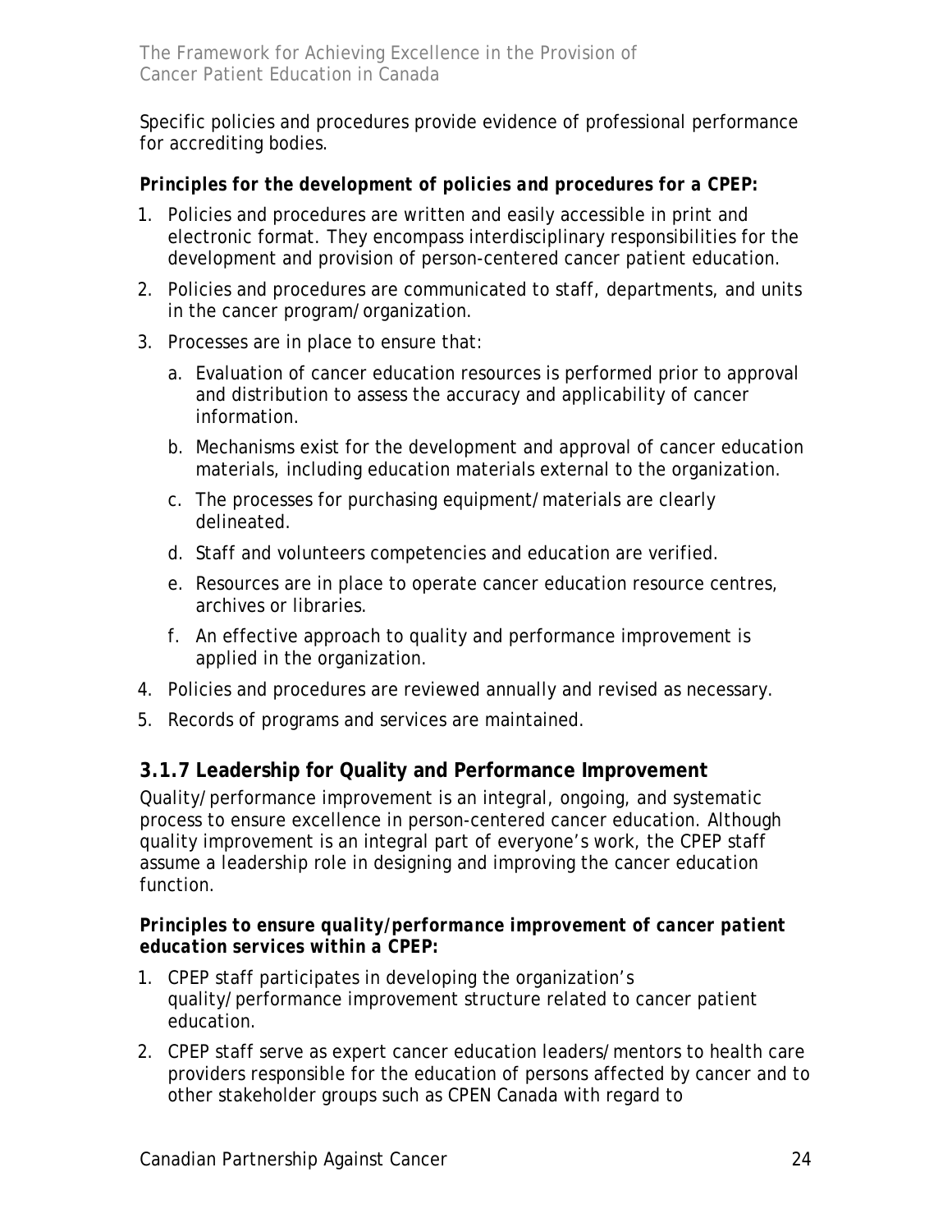Specific policies and procedures provide evidence of professional performance for accrediting bodies.

***Principles for the development of policies and procedures for a CPEP:***

1. Policies and procedures are written and easily accessible in print and electronic format. They encompass interdisciplinary responsibilities for the development and provision of person-centered cancer patient education.
2. Policies and procedures are communicated to staff, departments, and units in the cancer program/organization.
3. Processes are in place to ensure that:
   a. Evaluation of cancer education resources is performed prior to approval and distribution to assess the accuracy and applicability of cancer information.
   b. Mechanisms exist for the development and approval of cancer education materials, including education materials external to the organization.
   c. The processes for purchasing equipment/materials are clearly delineated.
   d. Staff and volunteers competencies and education are verified.
   e. Resources are in place to operate cancer education resource centres, archives or libraries.
   f. An effective approach to quality and performance improvement is applied in the organization.
4. Policies and procedures are reviewed annually and revised as necessary.
5. Records of programs and services are maintained.

### 3.1.7 Leadership for Quality and Performance Improvement

Quality/performance improvement is an integral, ongoing, and systematic process to ensure excellence in person-centered cancer education. Although quality improvement is an integral part of everyone's work, the CPEP staff assume a leadership role in designing and improving the cancer education function.

***Principles to ensure quality/performance improvement of cancer patient education services within a CPEP:***

1. CPEP staff participates in developing the organization's quality/performance improvement structure related to cancer patient education.
2. CPEP staff serve as expert cancer education leaders/mentors to health care providers responsible for the education of persons affected by cancer and to other stakeholder groups such as CPEN Canada with regard to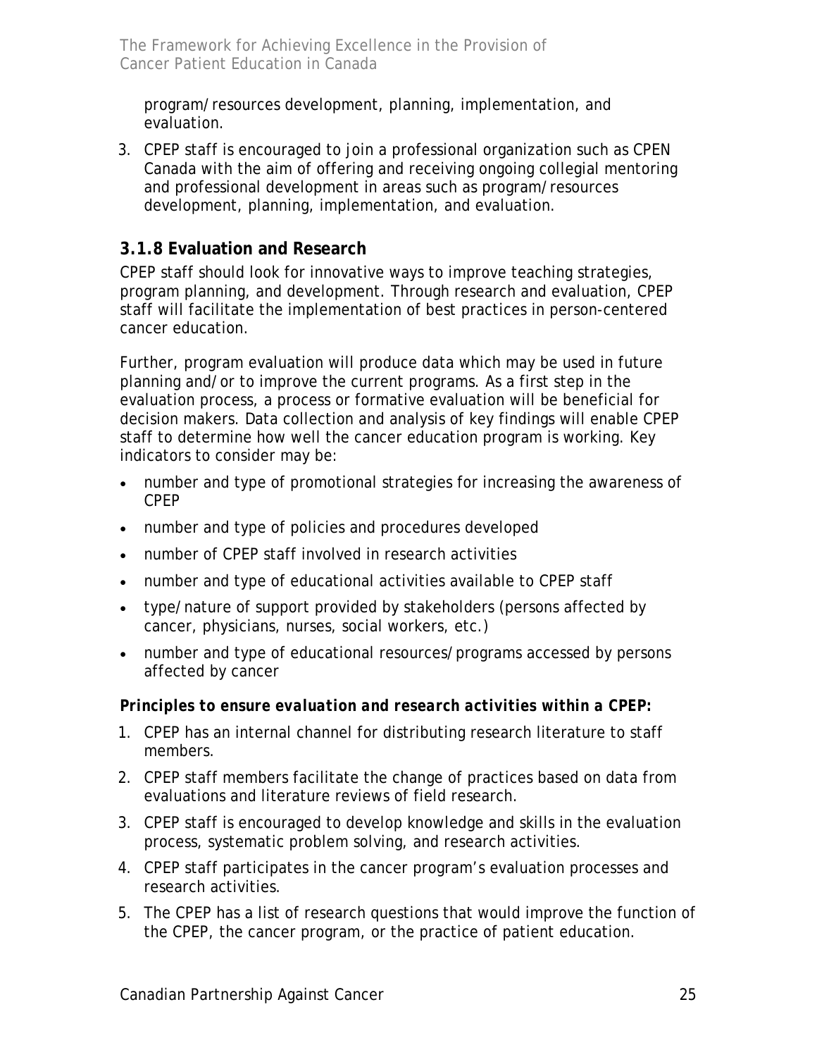program/resources development, planning, implementation, and evaluation.

3. CPEP staff is encouraged to join a professional organization such as CPEN Canada with the aim of offering and receiving ongoing collegial mentoring and professional development in areas such as program/resources development, planning, implementation, and evaluation.

### 3.1.8 Evaluation and Research

CPEP staff should look for innovative ways to improve teaching strategies, program planning, and development. Through research and evaluation, CPEP staff will facilitate the implementation of best practices in person-centered cancer education.

Further, program evaluation will produce data which may be used in future planning and/or to improve the current programs. As a first step in the evaluation process, a process or formative evaluation will be beneficial for decision makers. Data collection and analysis of key findings will enable CPEP staff to determine how well the cancer education program is working. Key indicators to consider may be:

- number and type of promotional strategies for increasing the awareness of CPEP
- number and type of policies and procedures developed
- number of CPEP staff involved in research activities
- number and type of educational activities available to CPEP staff
- type/nature of support provided by stakeholders (persons affected by cancer, physicians, nurses, social workers, etc.)
- number and type of educational resources/programs accessed by persons affected by cancer

***Principles to ensure evaluation and research activities within a CPEP:***

1. CPEP has an internal channel for distributing research literature to staff members.
2. CPEP staff members facilitate the change of practices based on data from evaluations and literature reviews of field research.
3. CPEP staff is encouraged to develop knowledge and skills in the evaluation process, systematic problem solving, and research activities.
4. CPEP staff participates in the cancer program's evaluation processes and research activities.
5. The CPEP has a list of research questions that would improve the function of the CPEP, the cancer program, or the practice of patient education.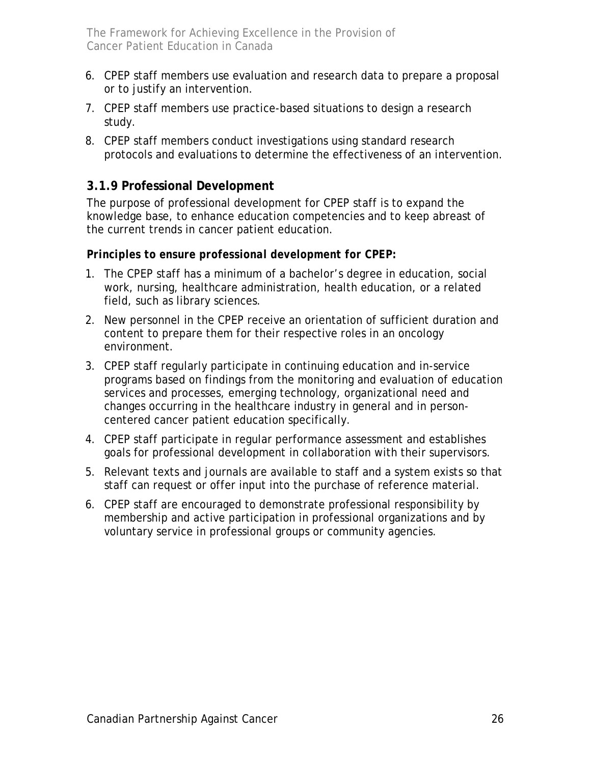6. CPEP staff members use evaluation and research data to prepare a proposal or to justify an intervention.
7. CPEP staff members use practice-based situations to design a research study.
8. CPEP staff members conduct investigations using standard research protocols and evaluations to determine the effectiveness of an intervention.

### 3.1.9 Professional Development

The purpose of professional development for CPEP staff is to expand the knowledge base, to enhance education competencies and to keep abreast of the current trends in cancer patient education.

***Principles to ensure professional development for CPEP:***

1. The CPEP staff has a minimum of a bachelor's degree in education, social work, nursing, healthcare administration, health education, or a related field, such as library sciences.
2. New personnel in the CPEP receive an orientation of sufficient duration and content to prepare them for their respective roles in an oncology environment.
3. CPEP staff regularly participate in continuing education and in-service programs based on findings from the monitoring and evaluation of education services and processes, emerging technology, organizational need and changes occurring in the healthcare industry in general and in person-centered cancer patient education specifically.
4. CPEP staff participate in regular performance assessment and establishes goals for professional development in collaboration with their supervisors.
5. Relevant texts and journals are available to staff and a system exists so that staff can request or offer input into the purchase of reference material.
6. CPEP staff are encouraged to demonstrate professional responsibility by membership and active participation in professional organizations and by voluntary service in professional groups or community agencies.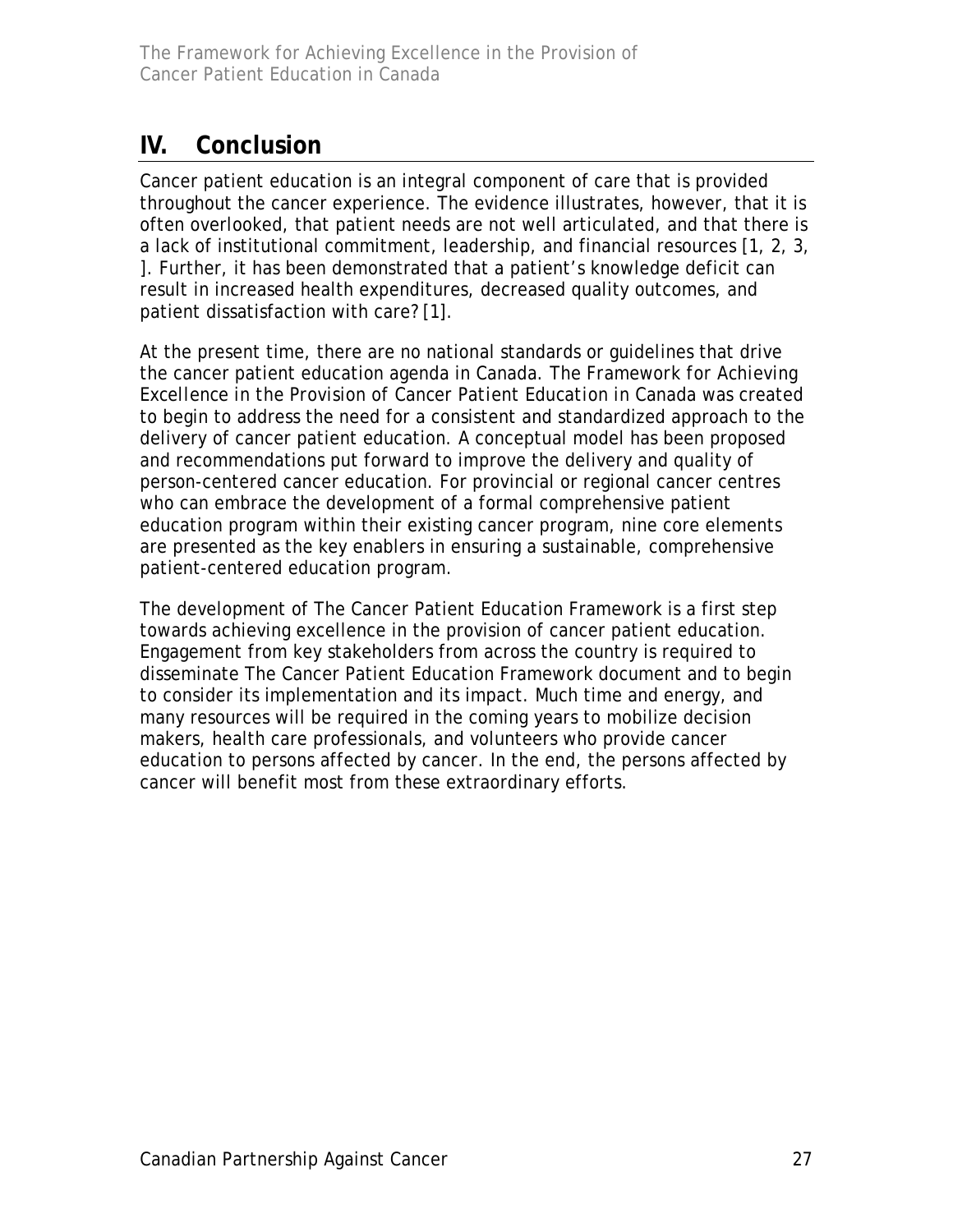## IV. Conclusion

Cancer patient education is an integral component of care that is provided throughout the cancer experience. The evidence illustrates, however, that it is often overlooked, that patient needs are not well articulated, and that there is a lack of institutional commitment, leadership, and financial resources [1, 2, 3, ]. Further, it has been demonstrated that a patient's knowledge deficit can result in increased health expenditures, decreased quality outcomes, and patient dissatisfaction with care? [1].

At the present time, there are no national standards or guidelines that drive the cancer patient education agenda in Canada. *The Framework for Achieving Excellence in the Provision of Cancer Patient Education in Canada* was created to begin to address the need for a consistent and standardized approach to the delivery of cancer patient education. A conceptual model has been proposed and recommendations put forward to improve the delivery and quality of person-centered cancer education. For provincial or regional cancer centres who can embrace the development of a formal comprehensive patient education program within their existing cancer program, nine core elements are presented as the key enablers in ensuring a sustainable, comprehensive patient-centered education program.

The development of The Cancer Patient Education Framework is a first step towards achieving excellence in the provision of cancer patient education. Engagement from key stakeholders from across the country is required to disseminate The Cancer Patient Education Framework document and to begin to consider its implementation and its impact. Much time and energy, and many resources will be required in the coming years to mobilize decision makers, health care professionals, and volunteers who provide cancer education to persons affected by cancer. In the end, the persons affected by cancer will benefit most from these extraordinary efforts.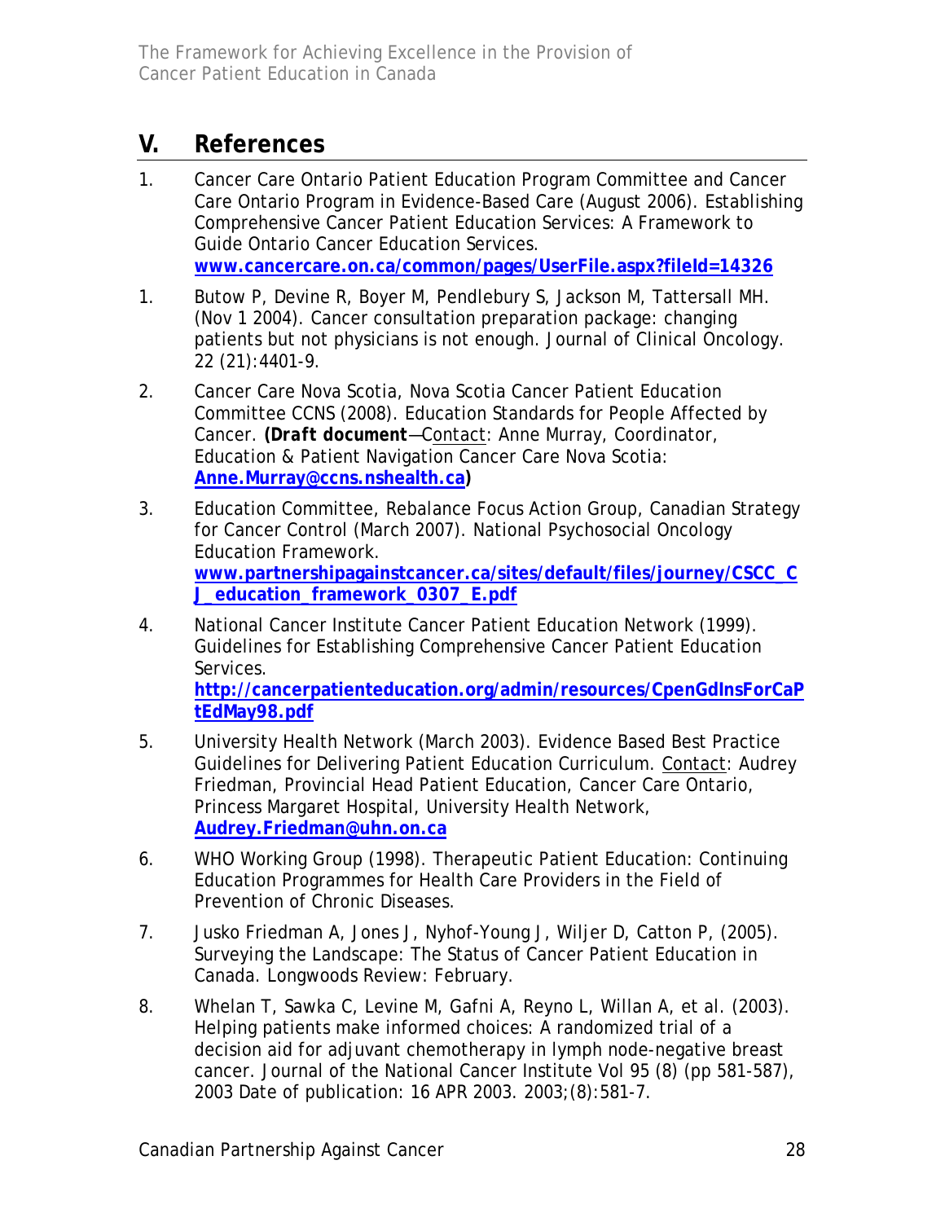## V. References

1. Cancer Care Ontario Patient Education Program Committee and Cancer Care Ontario Program in Evidence-Based Care (August 2006). Establishing Comprehensive Cancer Patient Education Services: A Framework to Guide Ontario Cancer Education Services. **www.cancercare.on.ca/common/pages/UserFile.aspx?fileId=14326**

1. Butow P, Devine R, Boyer M, Pendlebury S, Jackson M, Tattersall MH. (Nov 1 2004). Cancer consultation preparation package: changing patients but not physicians is not enough. Journal of Clinical Oncology. 22 (21):4401-9.

2. Cancer Care Nova Scotia, Nova Scotia Cancer Patient Education Committee CCNS (2008). Education Standards for People Affected by Cancer. ***(Draft document**—Contact: Anne Murray, Coordinator, Education & Patient Navigation Cancer Care Nova Scotia: **Anne.Murray@ccns.nshealth.ca)**

3. Education Committee, Rebalance Focus Action Group, Canadian Strategy for Cancer Control (March 2007). National Psychosocial Oncology Education Framework. **www.partnershipagainstcancer.ca/sites/default/files/journey/CSCC_CJ_education_framework_0307_E.pdf**

4. National Cancer Institute Cancer Patient Education Network (1999). Guidelines for Establishing Comprehensive Cancer Patient Education Services. **http://cancerpatienteducation.org/admin/resources/CpenGdlnsForCaPtEdMay98.pdf**

5. University Health Network (March 2003). Evidence Based Best Practice Guidelines for Delivering Patient Education Curriculum. Contact: Audrey Friedman, Provincial Head Patient Education, Cancer Care Ontario, Princess Margaret Hospital, University Health Network, **Audrey.Friedman@uhn.on.ca**

6. WHO Working Group (1998). Therapeutic Patient Education: Continuing Education Programmes for Health Care Providers in the Field of Prevention of Chronic Diseases.

7. Jusko Friedman A, Jones J, Nyhof-Young J, Wiljer D, Catton P, (2005). Surveying the Landscape: The Status of Cancer Patient Education in Canada. Longwoods Review: February.

8. Whelan T, Sawka C, Levine M, Gafni A, Reyno L, Willan A, et al. (2003). Helping patients make informed choices: A randomized trial of a decision aid for adjuvant chemotherapy in lymph node-negative breast cancer. Journal of the National Cancer Institute Vol 95 (8) (pp 581-587), 2003 Date of publication: 16 APR 2003. 2003;(8):581-7.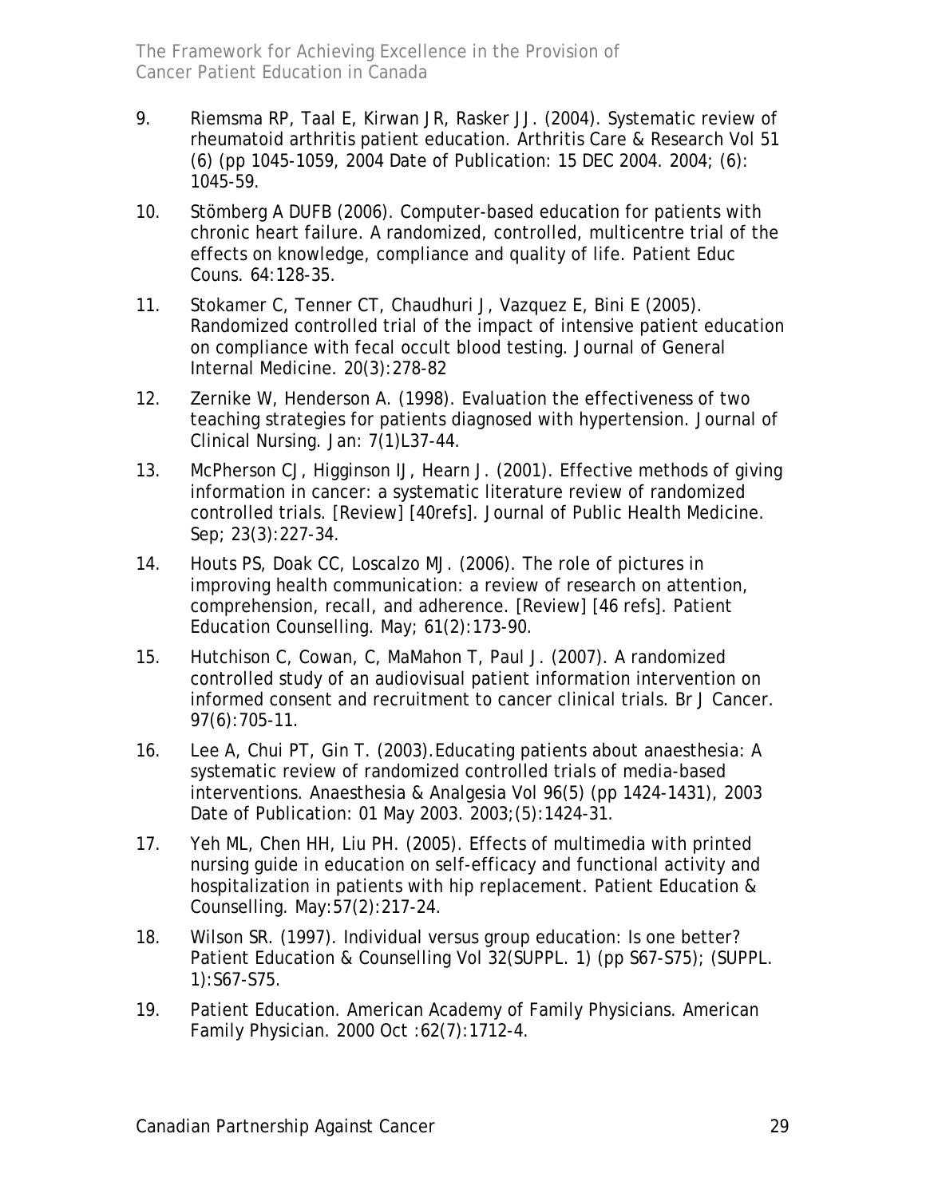9. Riemsma RP, Taal E, Kirwan JR, Rasker JJ. (2004). Systematic review of rheumatoid arthritis patient education. Arthritis Care & Research Vol 51 (6) (pp 1045-1059, 2004 Date of Publication: 15 DEC 2004. 2004; (6): 1045-59.

10. Stömberg A DUFB (2006). Computer-based education for patients with chronic heart failure. A randomized, controlled, multicentre trial of the effects on knowledge, compliance and quality of life. Patient Educ Couns. 64:128-35.

11. Stokamer C, Tenner CT, Chaudhuri J, Vazquez E, Bini E (2005). Randomized controlled trial of the impact of intensive patient education on compliance with fecal occult blood testing. Journal of General Internal Medicine. 20(3):278-82

12. Zernike W, Henderson A. (1998). Evaluation the effectiveness of two teaching strategies for patients diagnosed with hypertension. Journal of Clinical Nursing. Jan: 7(1)L37-44.

13. McPherson CJ, Higginson IJ, Hearn J. (2001). Effective methods of giving information in cancer: a systematic literature review of randomized controlled trials. [Review] [40refs]. Journal of Public Health Medicine. Sep; 23(3):227-34.

14. Houts PS, Doak CC, Loscalzo MJ. (2006). The role of pictures in improving health communication: a review of research on attention, comprehension, recall, and adherence. [Review] [46 refs]. Patient Education Counselling. May; 61(2):173-90.

15. Hutchison C, Cowan, C, MaMahon T, Paul J. (2007). A randomized controlled study of an audiovisual patient information intervention on informed consent and recruitment to cancer clinical trials. Br J Cancer. 97(6):705-11.

16. Lee A, Chui PT, Gin T. (2003).Educating patients about anaesthesia: A systematic review of randomized controlled trials of media-based interventions. Anaesthesia & Analgesia Vol 96(5) (pp 1424-1431), 2003 Date of Publication: 01 May 2003. 2003;(5):1424-31.

17. Yeh ML, Chen HH, Liu PH. (2005). Effects of multimedia with printed nursing guide in education on self-efficacy and functional activity and hospitalization in patients with hip replacement. Patient Education & Counselling. May:57(2):217-24.

18. Wilson SR. (1997). Individual versus group education: Is one better? Patient Education & Counselling Vol 32(SUPPL. 1) (pp S67-S75); (SUPPL. 1):S67-S75.

19. Patient Education. American Academy of Family Physicians. American Family Physician. 2000 Oct :62(7):1712-4.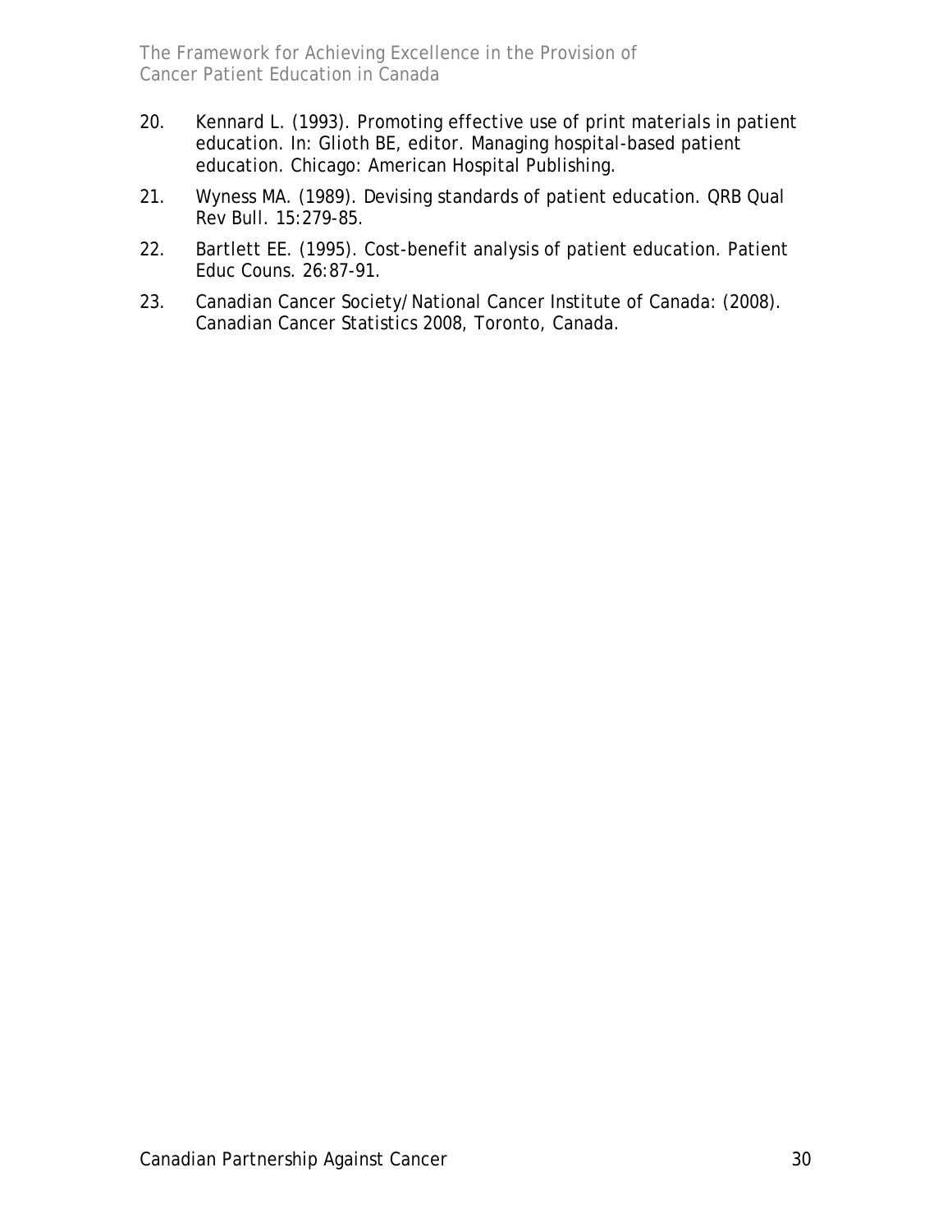20. Kennard L. (1993). Promoting effective use of print materials in patient education. In: Glioth BE, editor. Managing hospital-based patient education. Chicago: American Hospital Publishing.

21. Wyness MA. (1989). Devising standards of patient education. QRB Qual Rev Bull. 15:279-85.

22. Bartlett EE. (1995). Cost-benefit analysis of patient education. Patient Educ Couns. 26:87-91.

23. Canadian Cancer Society/National Cancer Institute of Canada: (2008). Canadian Cancer Statistics 2008, Toronto, Canada.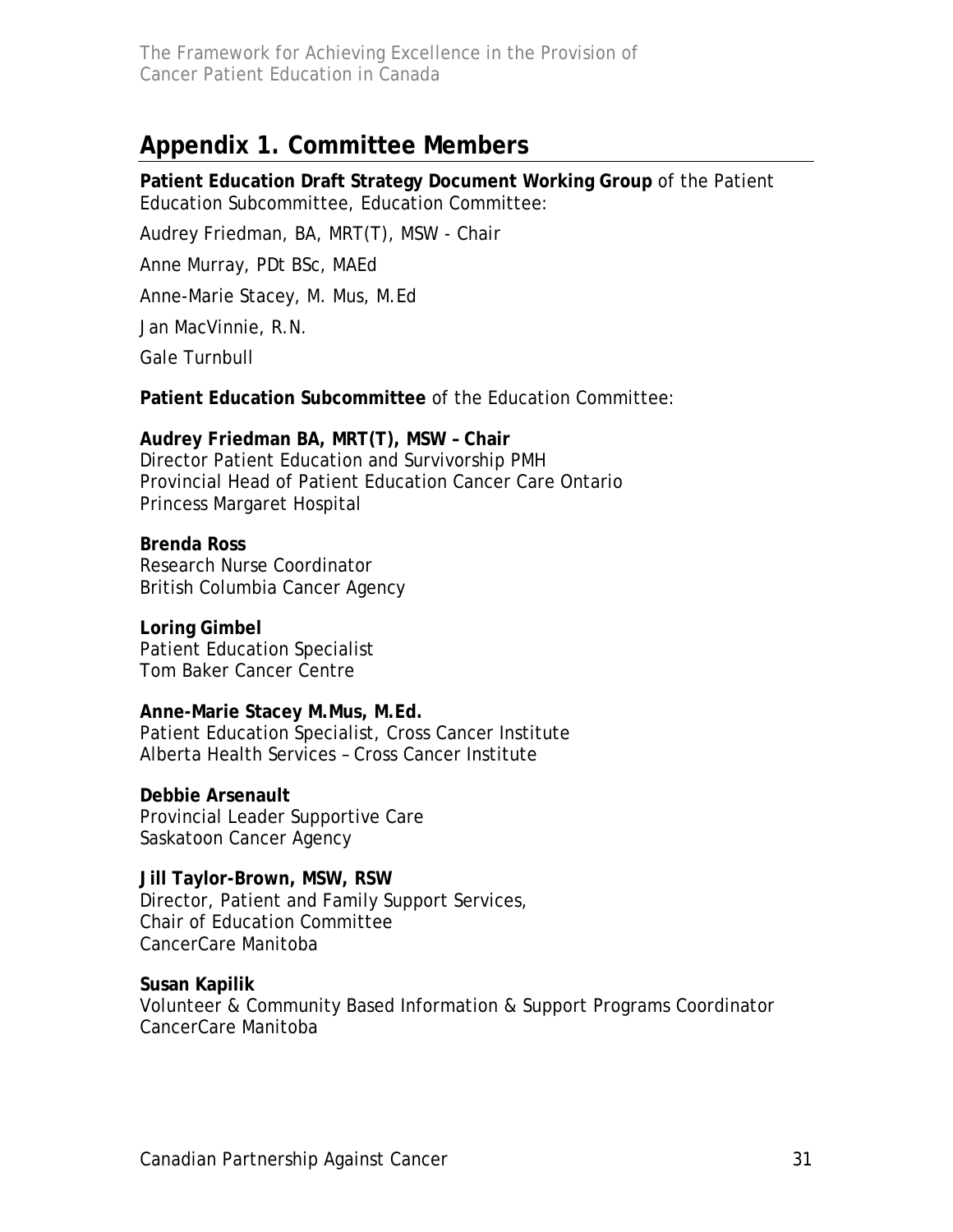## Appendix 1. Committee Members

**Patient Education Draft Strategy Document Working Group** of the Patient Education Subcommittee, Education Committee:

Audrey Friedman, BA, MRT(T), MSW - Chair

Anne Murray, PDt BSc, MAEd

Anne-Marie Stacey, M. Mus, M.Ed

Jan MacVinnie, R.N.

Gale Turnbull

**Patient Education Subcommittee** of the Education Committee:

**Audrey Friedman BA, MRT(T), MSW – Chair**
Director Patient Education and Survivorship PMH
Provincial Head of Patient Education Cancer Care Ontario
Princess Margaret Hospital

**Brenda Ross**
Research Nurse Coordinator
British Columbia Cancer Agency

**Loring Gimbel**
Patient Education Specialist
Tom Baker Cancer Centre

**Anne-Marie Stacey M.Mus, M.Ed.**
Patient Education Specialist, Cross Cancer Institute
Alberta Health Services – Cross Cancer Institute

**Debbie Arsenault**
Provincial Leader Supportive Care
Saskatoon Cancer Agency

**Jill Taylor-Brown, MSW, RSW**
Director, Patient and Family Support Services,
Chair of Education Committee
CancerCare Manitoba

**Susan Kapilik**
Volunteer & Community Based Information & Support Programs Coordinator
CancerCare Manitoba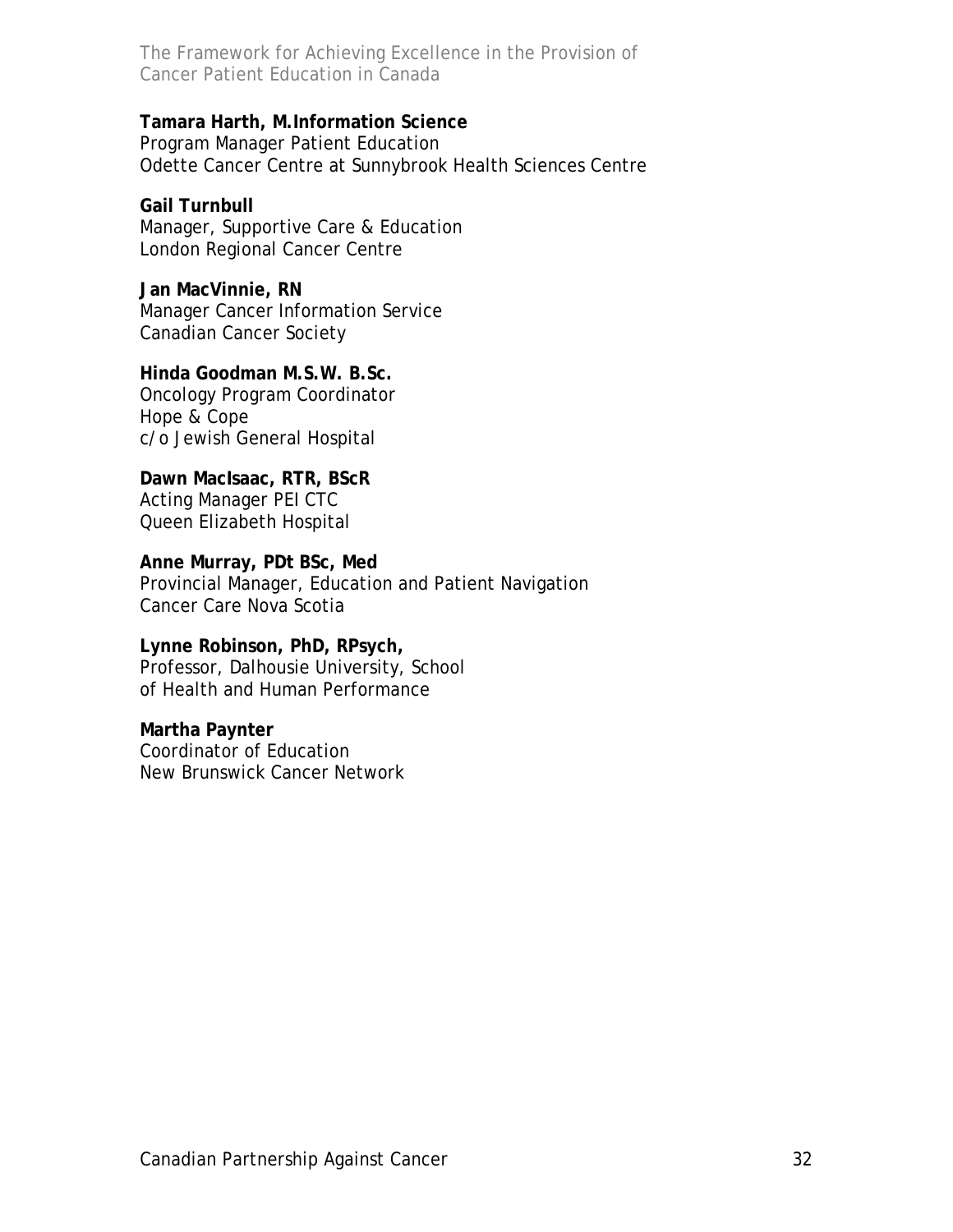**Tamara Harth, M.Information Science**
Program Manager Patient Education
Odette Cancer Centre at Sunnybrook Health Sciences Centre

**Gail Turnbull**
Manager, Supportive Care & Education
London Regional Cancer Centre

**Jan MacVinnie, RN**
Manager Cancer Information Service
Canadian Cancer Society

**Hinda Goodman M.S.W. B.Sc.**
Oncology Program Coordinator
Hope & Cope
c/o Jewish General Hospital

**Dawn MacIsaac, RTR, BScR**
Acting Manager PEI CTC
Queen Elizabeth Hospital

**Anne Murray, PDt BSc, Med**
Provincial Manager, Education and Patient Navigation
Cancer Care Nova Scotia

**Lynne Robinson, PhD, RPsych,**
Professor, Dalhousie University, School
of Health and Human Performance

**Martha Paynter**
Coordinator of Education
New Brunswick Cancer Network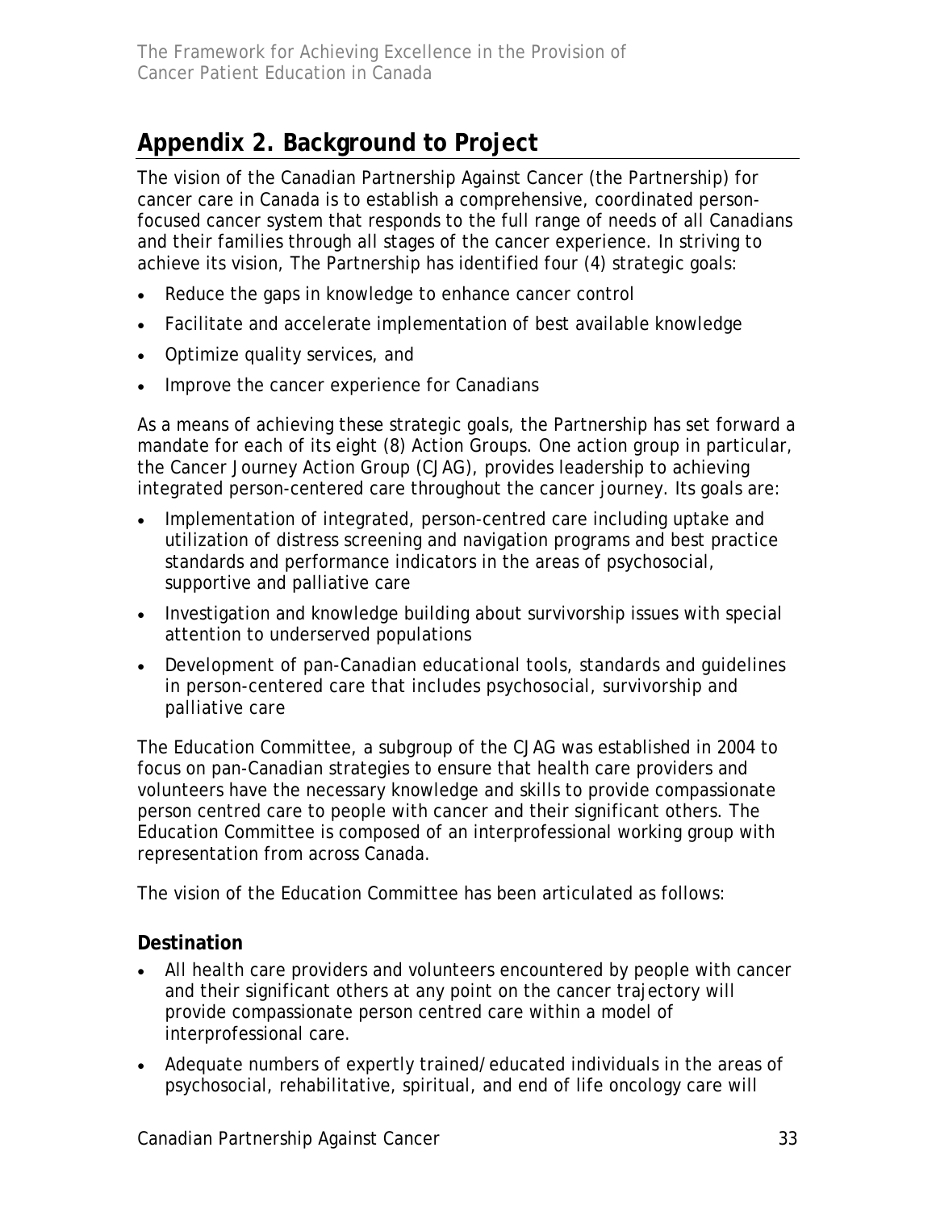## Appendix 2. Background to Project

The vision of the Canadian Partnership Against Cancer (the Partnership) for cancer care in Canada is to establish a comprehensive, coordinated person-focused cancer system that responds to the full range of needs of all Canadians and their families through all stages of the cancer experience. In striving to achieve its vision, The Partnership has identified four (4) strategic goals:

- Reduce the gaps in knowledge to enhance cancer control
- Facilitate and accelerate implementation of best available knowledge
- Optimize quality services, and
- Improve the cancer experience for Canadians

As a means of achieving these strategic goals, the Partnership has set forward a mandate for each of its eight (8) Action Groups. One action group in particular, the Cancer Journey Action Group (CJAG), provides leadership to achieving integrated person-centered care throughout the cancer journey. Its goals are:

- Implementation of integrated, person-centred care including uptake and utilization of distress screening and navigation programs and best practice standards and performance indicators in the areas of psychosocial, supportive and palliative care
- Investigation and knowledge building about survivorship issues with special attention to underserved populations
- Development of pan-Canadian educational tools, standards and guidelines in person-centered care that includes psychosocial, survivorship and palliative care

The Education Committee, a subgroup of the CJAG was established in 2004 to focus on pan-Canadian strategies to ensure that health care providers and volunteers have the necessary knowledge and skills to provide compassionate person centred care to people with cancer and their significant others. The Education Committee is composed of an interprofessional working group with representation from across Canada.

The vision of the Education Committee has been articulated as follows:

### Destination

- All health care providers and volunteers encountered by people with cancer and their significant others at any point on the cancer trajectory will provide compassionate person centred care within a model of interprofessional care.
- Adequate numbers of expertly trained/educated individuals in the areas of psychosocial, rehabilitative, spiritual, and end of life oncology care will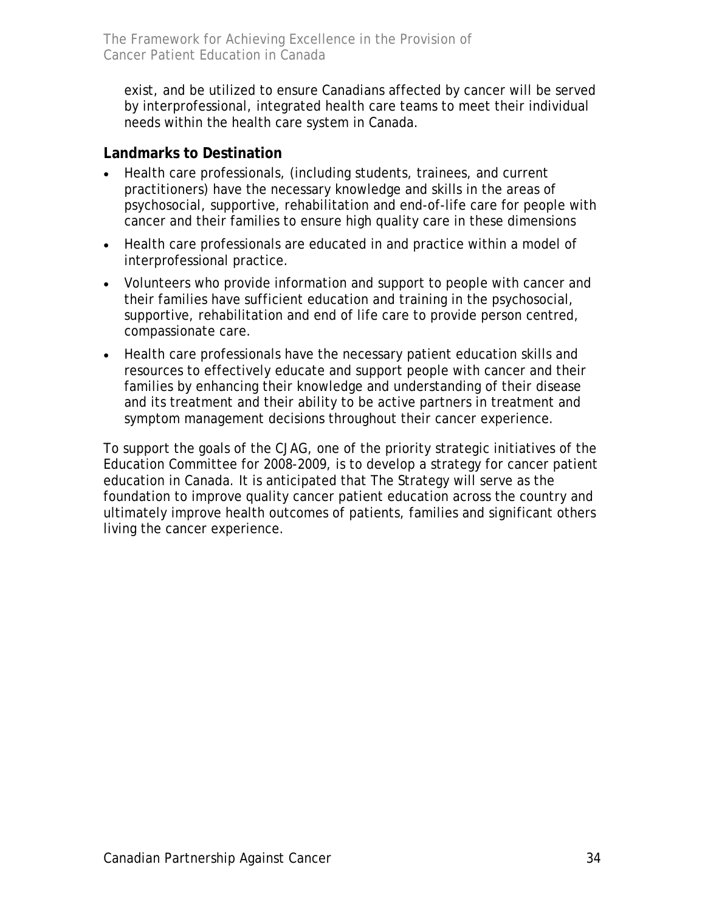exist, and be utilized to ensure Canadians affected by cancer will be served by interprofessional, integrated health care teams to meet their individual needs within the health care system in Canada.

**Landmarks to Destination**

- Health care professionals, (including students, trainees, and current practitioners) have the necessary knowledge and skills in the areas of psychosocial, supportive, rehabilitation and end-of-life care for people with cancer and their families to ensure high quality care in these dimensions
- Health care professionals are educated in and practice within a model of interprofessional practice.
- Volunteers who provide information and support to people with cancer and their families have sufficient education and training in the psychosocial, supportive, rehabilitation and end of life care to provide person centred, compassionate care.
- Health care professionals have the necessary patient education skills and resources to effectively educate and support people with cancer and their families by enhancing their knowledge and understanding of their disease and its treatment and their ability to be active partners in treatment and symptom management decisions throughout their cancer experience.

To support the goals of the CJAG, one of the priority strategic initiatives of the Education Committee for 2008-2009, is to develop a strategy for cancer patient education in Canada. It is anticipated that The Strategy will serve as the foundation to improve quality cancer patient education across the country and ultimately improve health outcomes of patients, families and significant others living the cancer experience.